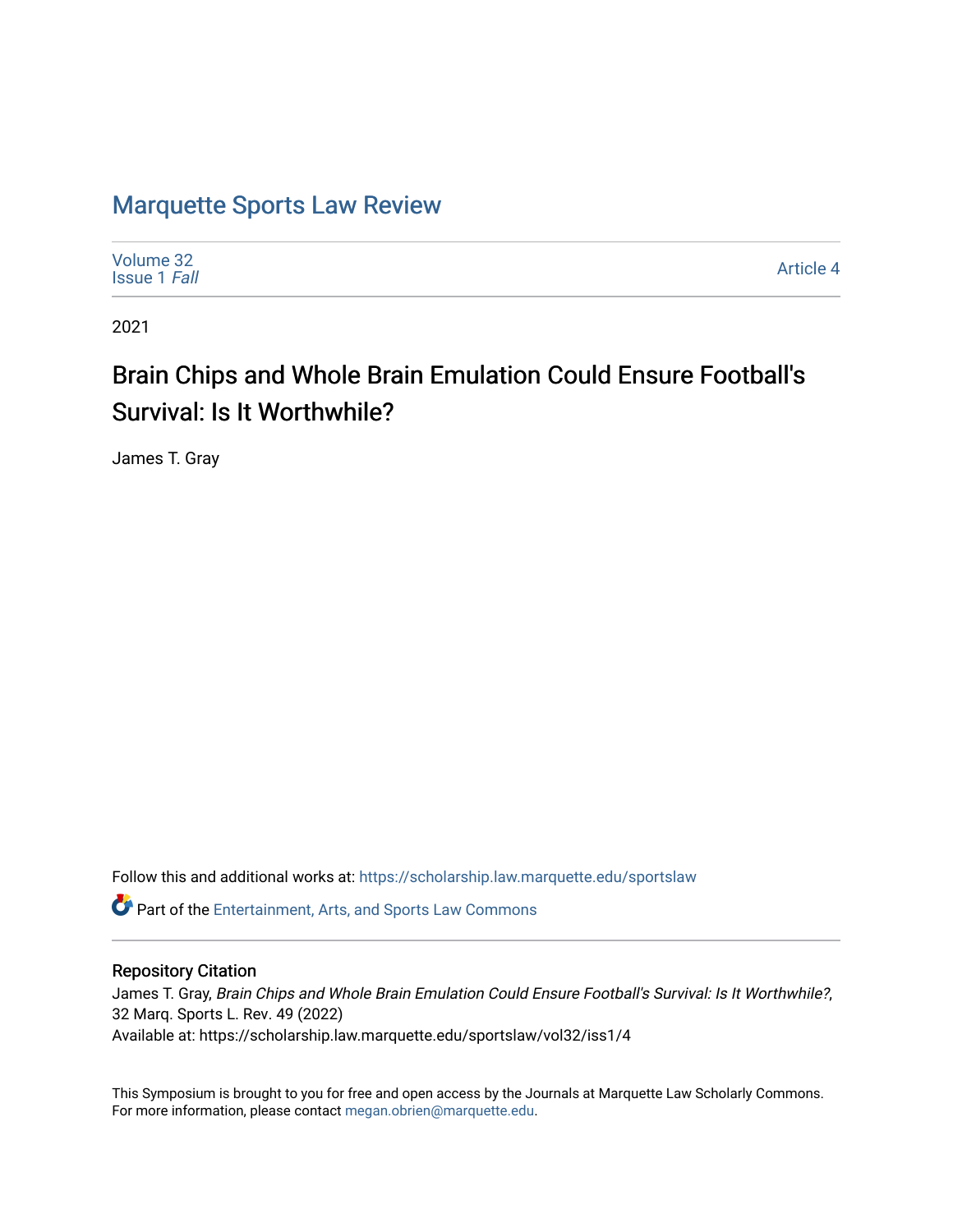# Marquette Sports Law Review

Volume 32
Issue 1 *Fall*

Article 4

2021

## Brain Chips and Whole Brain Emulation Could Ensure Football's Survival: Is It Worthwhile?

James T. Gray

Follow this and additional works at: https://scholarship.law.marquette.edu/sportslaw

Part of the Entertainment, Arts, and Sports Law Commons

### Repository Citation

James T. Gray, *Brain Chips and Whole Brain Emulation Could Ensure Football's Survival: Is It Worthwhile?*, 32 Marq. Sports L. Rev. 49 (2022)
Available at: https://scholarship.law.marquette.edu/sportslaw/vol32/iss1/4

This Symposium is brought to you for free and open access by the Journals at Marquette Law Scholarly Commons. For more information, please contact megan.obrien@marquette.edu.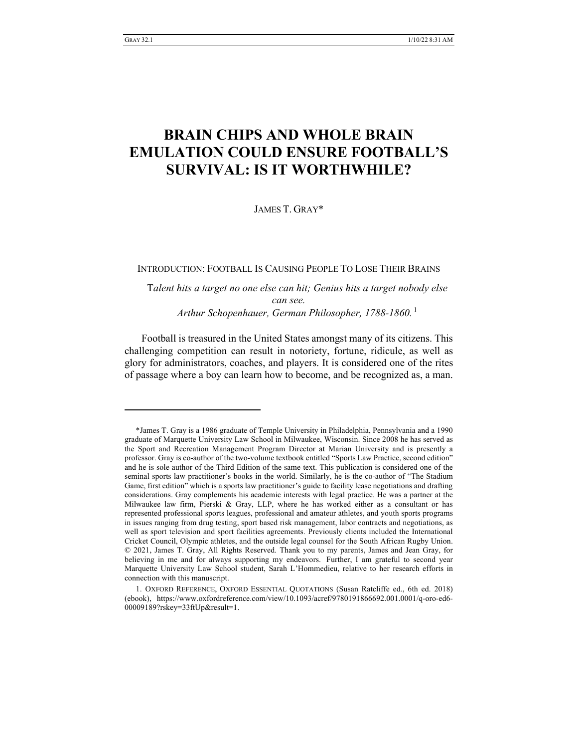# BRAIN CHIPS AND WHOLE BRAIN EMULATION COULD ENSURE FOOTBALL'S SURVIVAL: IS IT WORTHWHILE?

JAMES T. GRAY*

## INTRODUCTION: FOOTBALL IS CAUSING PEOPLE TO LOSE THEIR BRAINS

> T*alent hits a target no one else can hit; Genius hits a target nobody else can see.*
> *Arthur Schopenhauer, German Philosopher, 1788-1860.*[1]

Football is treasured in the United States amongst many of its citizens. This challenging competition can result in notoriety, fortune, ridicule, as well as glory for administrators, coaches, and players. It is considered one of the rites of passage where a boy can learn how to become, and be recognized as, a man.

---

*James T. Gray is a 1986 graduate of Temple University in Philadelphia, Pennsylvania and a 1990 graduate of Marquette University Law School in Milwaukee, Wisconsin. Since 2008 he has served as the Sport and Recreation Management Program Director at Marian University and is presently a professor. Gray is co-author of the two-volume textbook entitled "Sports Law Practice, second edition" and he is sole author of the Third Edition of the same text. This publication is considered one of the seminal sports law practitioner's books in the world. Similarly, he is the co-author of "The Stadium Game, first edition" which is a sports law practitioner's guide to facility lease negotiations and drafting considerations. Gray complements his academic interests with legal practice. He was a partner at the Milwaukee law firm, Pierski & Gray, LLP, where he has worked either as a consultant or has represented professional sports leagues, professional and amateur athletes, and youth sports programs in issues ranging from drug testing, sport based risk management, labor contracts and negotiations, as well as sport television and sport facilities agreements. Previously clients included the International Cricket Council, Olympic athletes, and the outside legal counsel for the South African Rugby Union. © 2021, James T. Gray, All Rights Reserved. Thank you to my parents, James and Jean Gray, for believing in me and for always supporting my endeavors. Further, I am grateful to second year Marquette University Law School student, Sarah L'Hommedieu, relative to her research efforts in connection with this manuscript.

1. OXFORD REFERENCE, OXFORD ESSENTIAL QUOTATIONS (Susan Ratcliffe ed., 6th ed. 2018) (ebook), https://www.oxfordreference.com/view/10.1093/acref/9780191866692.001.0001/q-oro-ed6-00009189?rskey=33ftUp&result=1.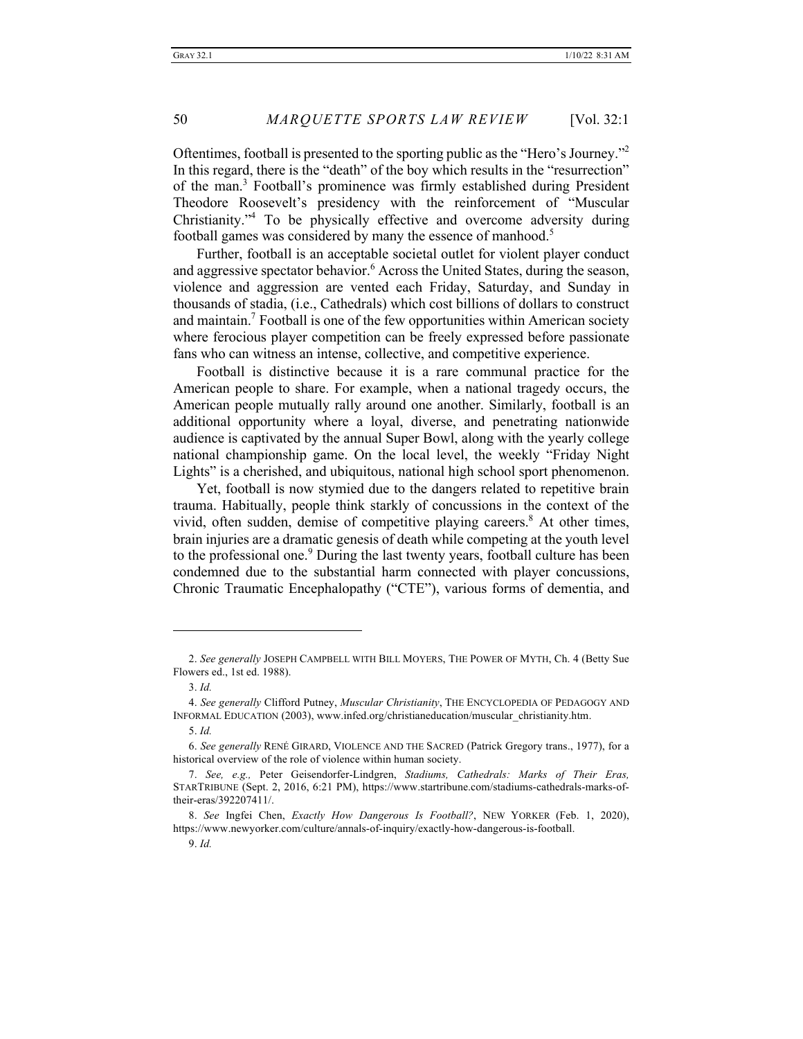Oftentimes, football is presented to the sporting public as the "Hero's Journey."[2] In this regard, there is the "death" of the boy which results in the "resurrection" of the man.[3] Football's prominence was firmly established during President Theodore Roosevelt's presidency with the reinforcement of "Muscular Christianity."[4] To be physically effective and overcome adversity during football games was considered by many the essence of manhood.[5]

Further, football is an acceptable societal outlet for violent player conduct and aggressive spectator behavior.[6] Across the United States, during the season, violence and aggression are vented each Friday, Saturday, and Sunday in thousands of stadia, (i.e., Cathedrals) which cost billions of dollars to construct and maintain.[7] Football is one of the few opportunities within American society where ferocious player competition can be freely expressed before passionate fans who can witness an intense, collective, and competitive experience.

Football is distinctive because it is a rare communal practice for the American people to share. For example, when a national tragedy occurs, the American people mutually rally around one another. Similarly, football is an additional opportunity where a loyal, diverse, and penetrating nationwide audience is captivated by the annual Super Bowl, along with the yearly college national championship game. On the local level, the weekly "Friday Night Lights" is a cherished, and ubiquitous, national high school sport phenomenon.

Yet, football is now stymied due to the dangers related to repetitive brain trauma. Habitually, people think starkly of concussions in the context of the vivid, often sudden, demise of competitive playing careers.[8] At other times, brain injuries are a dramatic genesis of death while competing at the youth level to the professional one.[9] During the last twenty years, football culture has been condemned due to the substantial harm connected with player concussions, Chronic Traumatic Encephalopathy ("CTE"), various forms of dementia, and

---

2. *See generally* JOSEPH CAMPBELL WITH BILL MOYERS, THE POWER OF MYTH, Ch. 4 (Betty Sue Flowers ed., 1st ed. 1988).

3. *Id.*

4. *See generally* Clifford Putney, *Muscular Christianity*, THE ENCYCLOPEDIA OF PEDAGOGY AND INFORMAL EDUCATION (2003), www.infed.org/christianeducation/muscular_christianity.htm.

5. *Id.*

6. *See generally* RENÉ GIRARD, VIOLENCE AND THE SACRED (Patrick Gregory trans., 1977), for a historical overview of the role of violence within human society.

7. *See, e.g.,* Peter Geisendorfer-Lindgren, *Stadiums, Cathedrals: Marks of Their Eras,* STARTRIBUNE (Sept. 2, 2016, 6:21 PM), https://www.startribune.com/stadiums-cathedrals-marks-of-their-eras/392207411/.

8. *See* Ingfei Chen, *Exactly How Dangerous Is Football?*, NEW YORKER (Feb. 1, 2020), https://www.newyorker.com/culture/annals-of-inquiry/exactly-how-dangerous-is-football.

9. *Id.*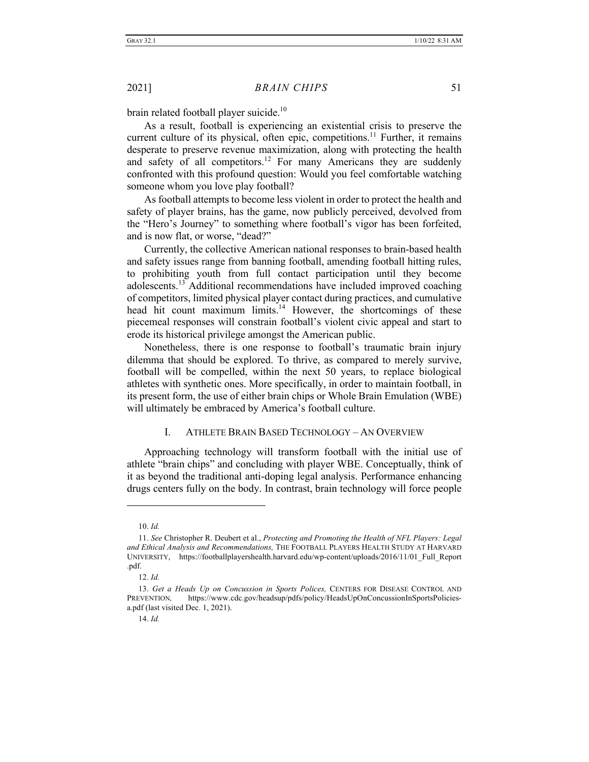brain related football player suicide.[10]

As a result, football is experiencing an existential crisis to preserve the current culture of its physical, often epic, competitions.[11] Further, it remains desperate to preserve revenue maximization, along with protecting the health and safety of all competitors.[12] For many Americans they are suddenly confronted with this profound question: Would you feel comfortable watching someone whom you love play football?

As football attempts to become less violent in order to protect the health and safety of player brains, has the game, now publicly perceived, devolved from the "Hero's Journey" to something where football's vigor has been forfeited, and is now flat, or worse, "dead?"

Currently, the collective American national responses to brain-based health and safety issues range from banning football, amending football hitting rules, to prohibiting youth from full contact participation until they become adolescents.[13] Additional recommendations have included improved coaching of competitors, limited physical player contact during practices, and cumulative head hit count maximum limits.[14] However, the shortcomings of these piecemeal responses will constrain football's violent civic appeal and start to erode its historical privilege amongst the American public.

Nonetheless, there is one response to football's traumatic brain injury dilemma that should be explored. To thrive, as compared to merely survive, football will be compelled, within the next 50 years, to replace biological athletes with synthetic ones. More specifically, in order to maintain football, in its present form, the use of either brain chips or Whole Brain Emulation (WBE) will ultimately be embraced by America's football culture.

## I. ATHLETE BRAIN BASED TECHNOLOGY – AN OVERVIEW

Approaching technology will transform football with the initial use of athlete "brain chips" and concluding with player WBE. Conceptually, think of it as beyond the traditional anti-doping legal analysis. Performance enhancing drugs centers fully on the body. In contrast, brain technology will force people

---

10. *Id.*

11. *See* Christopher R. Deubert et al., *Protecting and Promoting the Health of NFL Players: Legal and Ethical Analysis and Recommendations,* THE FOOTBALL PLAYERS HEALTH STUDY AT HARVARD UNIVERSITY, https://footballplayershealth.harvard.edu/wp-content/uploads/2016/11/01_Full_Report.pdf.

12. *Id.*

13. *Get a Heads Up on Concussion in Sports Polices,* CENTERS FOR DISEASE CONTROL AND PREVENTION, https://www.cdc.gov/headsup/pdfs/policy/HeadsUpOnConcussionInSportsPolicies-a.pdf (last visited Dec. 1, 2021).

14. *Id.*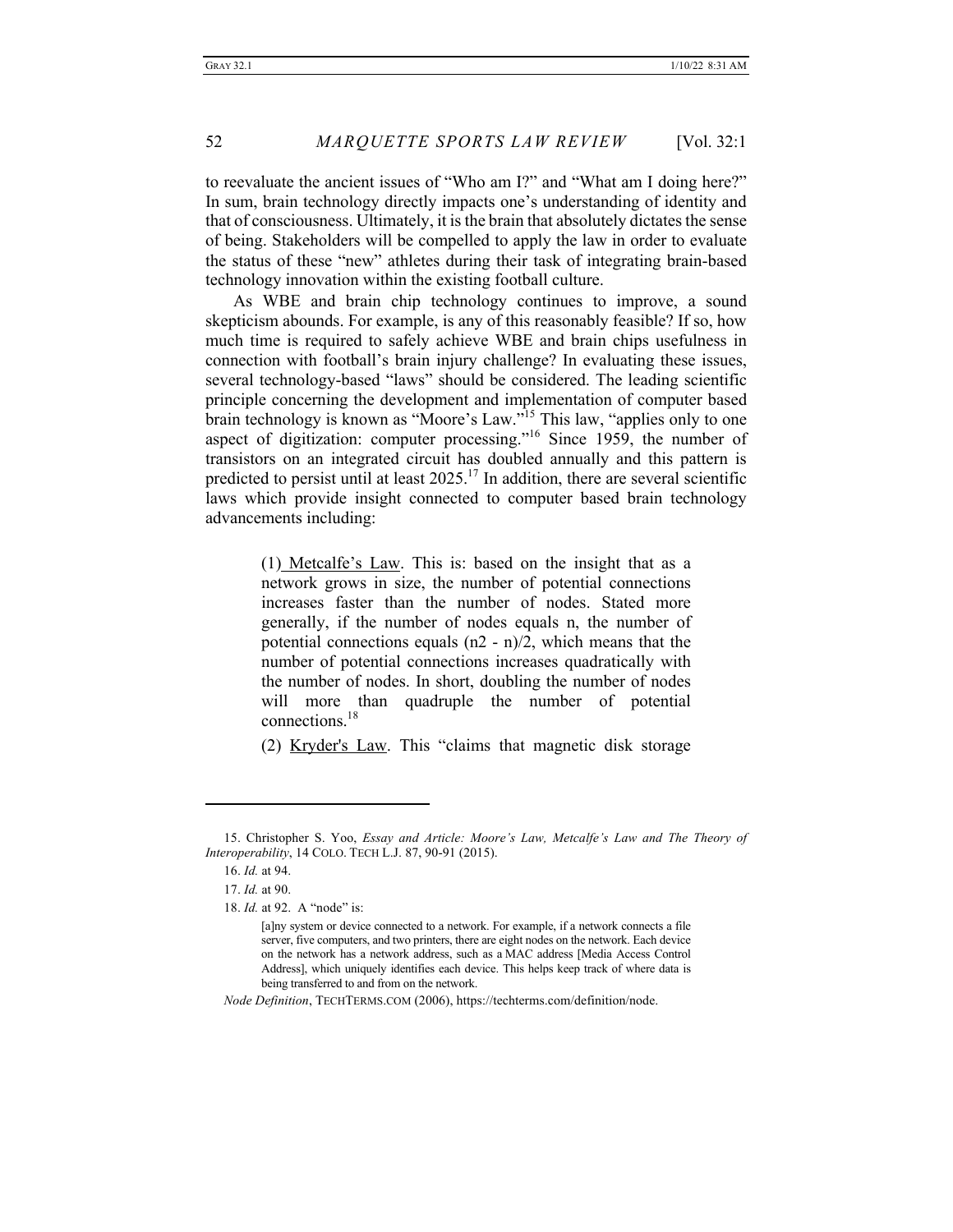to reevaluate the ancient issues of "Who am I?" and "What am I doing here?" In sum, brain technology directly impacts one's understanding of identity and that of consciousness. Ultimately, it is the brain that absolutely dictates the sense of being. Stakeholders will be compelled to apply the law in order to evaluate the status of these "new" athletes during their task of integrating brain-based technology innovation within the existing football culture.

As WBE and brain chip technology continues to improve, a sound skepticism abounds. For example, is any of this reasonably feasible? If so, how much time is required to safely achieve WBE and brain chips usefulness in connection with football's brain injury challenge? In evaluating these issues, several technology-based "laws" should be considered. The leading scientific principle concerning the development and implementation of computer based brain technology is known as "Moore's Law."[15] This law, "applies only to one aspect of digitization: computer processing."[16] Since 1959, the number of transistors on an integrated circuit has doubled annually and this pattern is predicted to persist until at least 2025.[17] In addition, there are several scientific laws which provide insight connected to computer based brain technology advancements including:

> (1) Metcalfe's Law. This is: based on the insight that as a network grows in size, the number of potential connections increases faster than the number of nodes. Stated more generally, if the number of nodes equals n, the number of potential connections equals (n2 - n)/2, which means that the number of potential connections increases quadratically with the number of nodes. In short, doubling the number of nodes will more than quadruple the number of potential connections.[18]
>
> (2) Kryder's Law. This "claims that magnetic disk storage

---

15. Christopher S. Yoo, *Essay and Article: Moore's Law, Metcalfe's Law and The Theory of Interoperability*, 14 COLO. TECH L.J. 87, 90-91 (2015).

16. *Id.* at 94.

17. *Id.* at 90.

18. *Id.* at 92. A "node" is:

> [a]ny system or device connected to a network. For example, if a network connects a file server, five computers, and two printers, there are eight nodes on the network. Each device on the network has a network address, such as a MAC address [Media Access Control Address], which uniquely identifies each device. This helps keep track of where data is being transferred to and from on the network.

*Node Definition*, TECHTERMS.COM (2006), https://techterms.com/definition/node.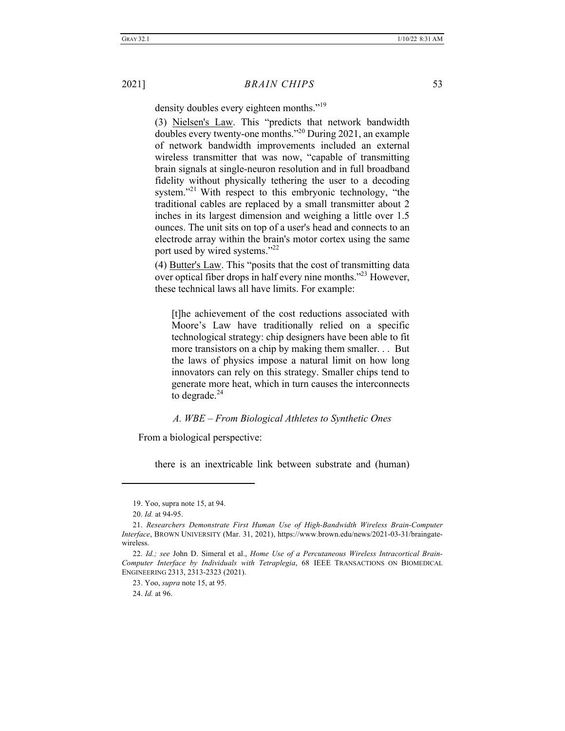density doubles every eighteen months."[19]

(3) <u>Nielsen's Law</u>. This "predicts that network bandwidth doubles every twenty-one months."[20] During 2021, an example of network bandwidth improvements included an external wireless transmitter that was now, "capable of transmitting brain signals at single-neuron resolution and in full broadband fidelity without physically tethering the user to a decoding system."[21] With respect to this embryonic technology, "the traditional cables are replaced by a small transmitter about 2 inches in its largest dimension and weighing a little over 1.5 ounces. The unit sits on top of a user's head and connects to an electrode array within the brain's motor cortex using the same port used by wired systems."[22]

(4) <u>Butter's Law</u>. This "posits that the cost of transmitting data over optical fiber drops in half every nine months."[23] However, these technical laws all have limits. For example:

> [t]he achievement of the cost reductions associated with Moore's Law have traditionally relied on a specific technological strategy: chip designers have been able to fit more transistors on a chip by making them smaller. . . But the laws of physics impose a natural limit on how long innovators can rely on this strategy. Smaller chips tend to generate more heat, which in turn causes the interconnects to degrade.[24]

### *A. WBE – From Biological Athletes to Synthetic Ones*

From a biological perspective:

> there is an inextricable link between substrate and (human)

---

19. Yoo, supra note 15, at 94.

20. *Id.* at 94-95.

21. *Researchers Demonstrate First Human Use of High-Bandwidth Wireless Brain-Computer Interface*, BROWN UNIVERSITY (Mar. 31, 2021), https://www.brown.edu/news/2021-03-31/braingate-wireless.

22. *Id.; see* John D. Simeral et al., *Home Use of a Percutaneous Wireless Intracortical Brain-Computer Interface by Individuals with Tetraplegia*, 68 IEEE TRANSACTIONS ON BIOMEDICAL ENGINEERING 2313, 2313-2323 (2021).

23. Yoo, *supra* note 15, at 95.

24. *Id.* at 96.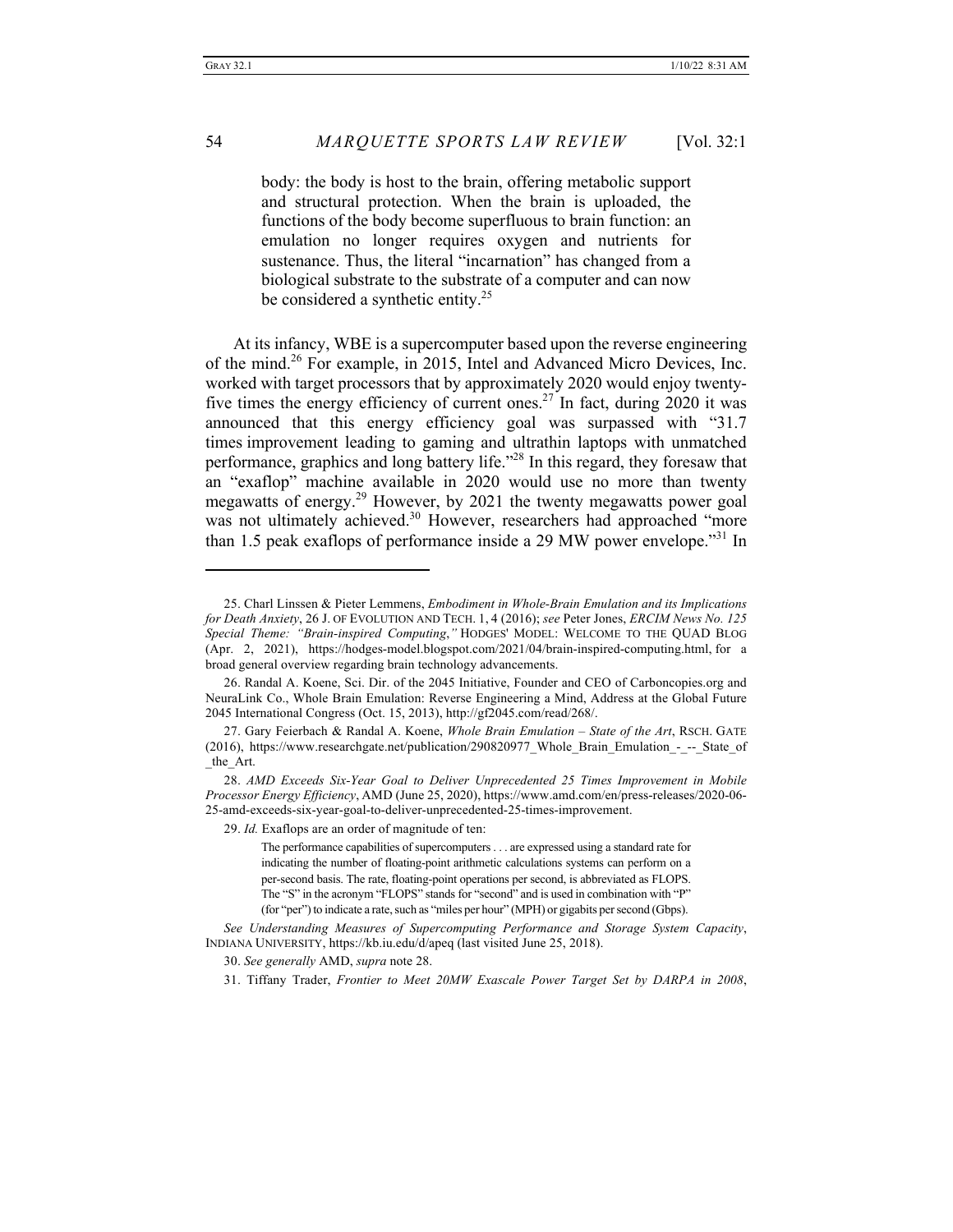> body: the body is host to the brain, offering metabolic support and structural protection. When the brain is uploaded, the functions of the body become superfluous to brain function: an emulation no longer requires oxygen and nutrients for sustenance. Thus, the literal "incarnation" has changed from a biological substrate to the substrate of a computer and can now be considered a synthetic entity.[25]

At its infancy, WBE is a supercomputer based upon the reverse engineering of the mind.[26] For example, in 2015, Intel and Advanced Micro Devices, Inc. worked with target processors that by approximately 2020 would enjoy twenty-five times the energy efficiency of current ones.[27] In fact, during 2020 it was announced that this energy efficiency goal was surpassed with "31.7 times improvement leading to gaming and ultrathin laptops with unmatched performance, graphics and long battery life."[28] In this regard, they foresaw that an "exaflop" machine available in 2020 would use no more than twenty megawatts of energy.[29] However, by 2021 the twenty megawatts power goal was not ultimately achieved.[30] However, researchers had approached "more than 1.5 peak exaflops of performance inside a 29 MW power envelope."[31] In

---

25. Charl Linssen & Pieter Lemmens, *Embodiment in Whole-Brain Emulation and its Implications for Death Anxiety*, 26 J. OF EVOLUTION AND TECH. 1, 4 (2016); *see* Peter Jones, *ERCIM News No. 125 Special Theme: "Brain-inspired Computing*,*"* HODGES' MODEL: WELCOME TO THE QUAD BLOG (Apr. 2, 2021), https://hodges-model.blogspot.com/2021/04/brain-inspired-computing.html, for a broad general overview regarding brain technology advancements.

26. Randal A. Koene, Sci. Dir. of the 2045 Initiative, Founder and CEO of Carboncopies.org and NeuraLink Co., Whole Brain Emulation: Reverse Engineering a Mind, Address at the Global Future 2045 International Congress (Oct. 15, 2013), http://gf2045.com/read/268/.

27. Gary Feierbach & Randal A. Koene, *Whole Brain Emulation – State of the Art*, RSCH. GATE (2016), https://www.researchgate.net/publication/290820977_Whole_Brain_Emulation_-_--_State_of_the_Art.

28. *AMD Exceeds Six-Year Goal to Deliver Unprecedented 25 Times Improvement in Mobile Processor Energy Efficiency*, AMD (June 25, 2020), https://www.amd.com/en/press-releases/2020-06-25-amd-exceeds-six-year-goal-to-deliver-unprecedented-25-times-improvement.

29. *Id.* Exaflops are an order of magnitude of ten:

> The performance capabilities of supercomputers . . . are expressed using a standard rate for indicating the number of floating-point arithmetic calculations systems can perform on a per-second basis. The rate, floating-point operations per second, is abbreviated as FLOPS. The "S" in the acronym "FLOPS" stands for "second" and is used in combination with "P" (for "per") to indicate a rate, such as "miles per hour" (MPH) or gigabits per second (Gbps).

*See Understanding Measures of Supercomputing Performance and Storage System Capacity*, INDIANA UNIVERSITY, https://kb.iu.edu/d/apeq (last visited June 25, 2018).

30. *See generally* AMD, *supra* note 28.

31. Tiffany Trader, *Frontier to Meet 20MW Exascale Power Target Set by DARPA in 2008*,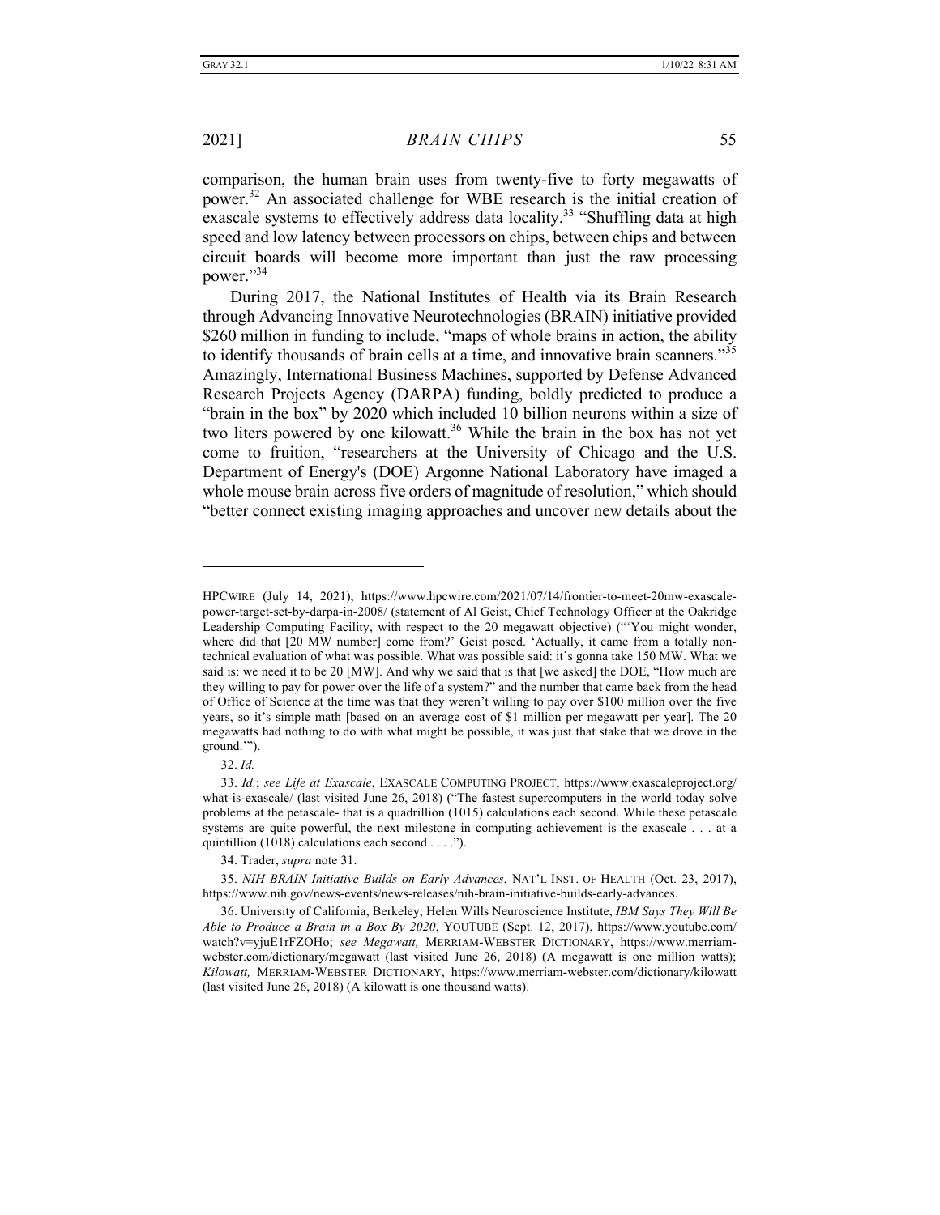comparison, the human brain uses from twenty-five to forty megawatts of power.[32] An associated challenge for WBE research is the initial creation of exascale systems to effectively address data locality.[33] "Shuffling data at high speed and low latency between processors on chips, between chips and between circuit boards will become more important than just the raw processing power."[34]

During 2017, the National Institutes of Health via its Brain Research through Advancing Innovative Neurotechnologies (BRAIN) initiative provided $260 million in funding to include, "maps of whole brains in action, the ability to identify thousands of brain cells at a time, and innovative brain scanners."[35] Amazingly, International Business Machines, supported by Defense Advanced Research Projects Agency (DARPA) funding, boldly predicted to produce a "brain in the box" by 2020 which included 10 billion neurons within a size of two liters powered by one kilowatt.[36] While the brain in the box has not yet come to fruition, "researchers at the University of Chicago and the U.S. Department of Energy's (DOE) Argonne National Laboratory have imaged a whole mouse brain across five orders of magnitude of resolution," which should "better connect existing imaging approaches and uncover new details about the

---

HPCWIRE (July 14, 2021), https://www.hpcwire.com/2021/07/14/frontier-to-meet-20mw-exascale-power-target-set-by-darpa-in-2008/ (statement of Al Geist, Chief Technology Officer at the Oakridge Leadership Computing Facility, with respect to the 20 megawatt objective) ("'You might wonder, where did that [20 MW number] come from?' Geist posed. 'Actually, it came from a totally non-technical evaluation of what was possible. What was possible said: it's gonna take 150 MW. What we said is: we need it to be 20 [MW]. And why we said that is that [we asked] the DOE, "How much are they willing to pay for power over the life of a system?" and the number that came back from the head of Office of Science at the time was that they weren't willing to pay over $100 million over the five years, so it's simple math [based on an average cost of $1 million per megawatt per year]. The 20 megawatts had nothing to do with what might be possible, it was just that stake that we drove in the ground.'").

32. *Id.*

33. *Id.*; *see Life at Exascale*, EXASCALE COMPUTING PROJECT, https://www.exascaleproject.org/what-is-exascale/ (last visited June 26, 2018) ("The fastest supercomputers in the world today solve problems at the petascale- that is a quadrillion (1015) calculations each second. While these petascale systems are quite powerful, the next milestone in computing achievement is the exascale . . . at a quintillion (1018) calculations each second . . . .").

34. Trader, *supra* note 31.

35. *NIH BRAIN Initiative Builds on Early Advances*, NAT'L INST. OF HEALTH (Oct. 23, 2017), https://www.nih.gov/news-events/news-releases/nih-brain-initiative-builds-early-advances.

36. University of California, Berkeley, Helen Wills Neuroscience Institute, *IBM Says They Will Be Able to Produce a Brain in a Box By 2020*, YOUTUBE (Sept. 12, 2017), https://www.youtube.com/watch?v=yjuE1rFZOHo; *see Megawatt,* MERRIAM-WEBSTER DICTIONARY, https://www.merriam-webster.com/dictionary/megawatt (last visited June 26, 2018) (A megawatt is one million watts); *Kilowatt,* MERRIAM-WEBSTER DICTIONARY, https://www.merriam-webster.com/dictionary/kilowatt (last visited June 26, 2018) (A kilowatt is one thousand watts).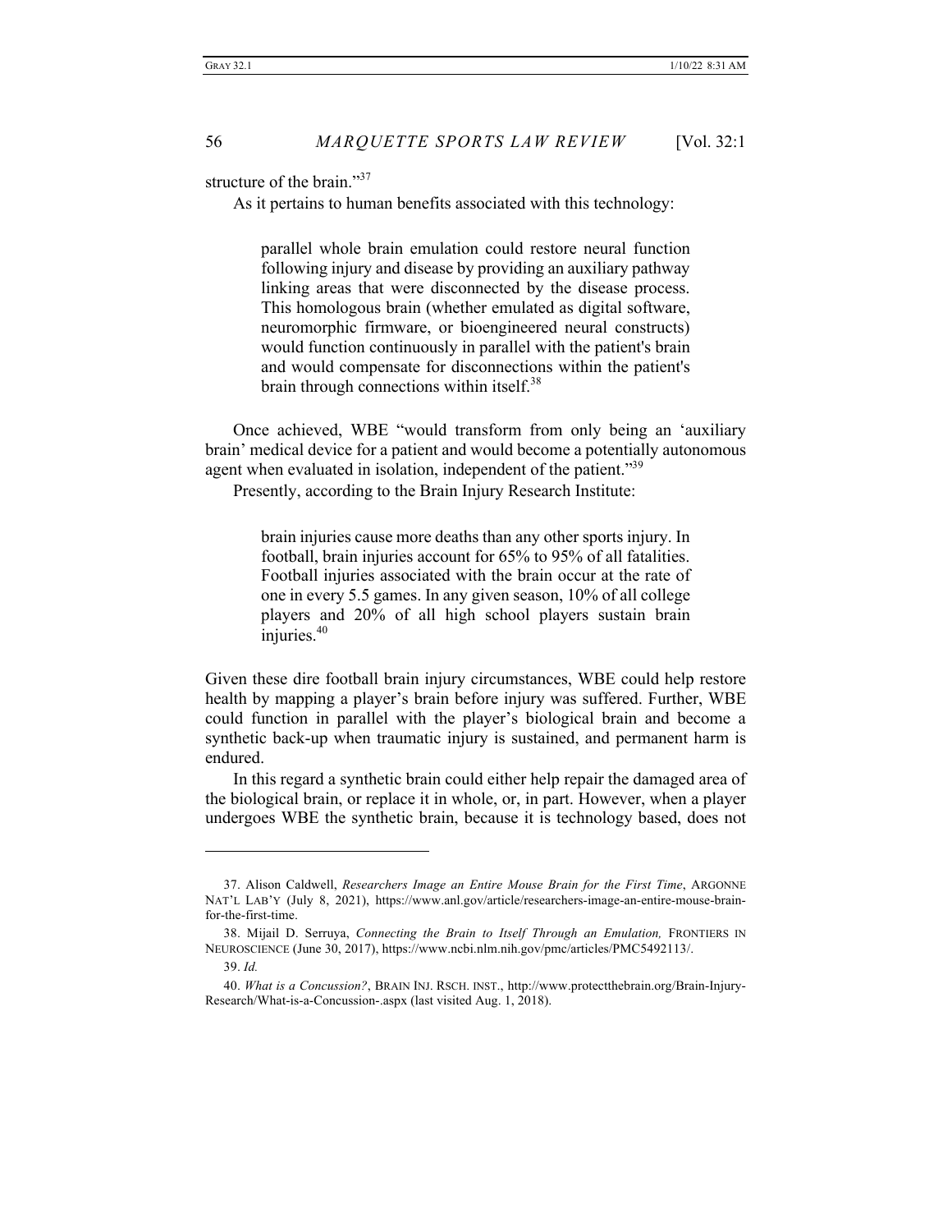structure of the brain."[37]

As it pertains to human benefits associated with this technology:

> parallel whole brain emulation could restore neural function following injury and disease by providing an auxiliary pathway linking areas that were disconnected by the disease process. This homologous brain (whether emulated as digital software, neuromorphic firmware, or bioengineered neural constructs) would function continuously in parallel with the patient's brain and would compensate for disconnections within the patient's brain through connections within itself.[38]

Once achieved, WBE "would transform from only being an 'auxiliary brain' medical device for a patient and would become a potentially autonomous agent when evaluated in isolation, independent of the patient."[39]

Presently, according to the Brain Injury Research Institute:

> brain injuries cause more deaths than any other sports injury. In football, brain injuries account for 65% to 95% of all fatalities. Football injuries associated with the brain occur at the rate of one in every 5.5 games. In any given season, 10% of all college players and 20% of all high school players sustain brain injuries.[40]

Given these dire football brain injury circumstances, WBE could help restore health by mapping a player's brain before injury was suffered. Further, WBE could function in parallel with the player's biological brain and become a synthetic back-up when traumatic injury is sustained, and permanent harm is endured.

In this regard a synthetic brain could either help repair the damaged area of the biological brain, or replace it in whole, or, in part. However, when a player undergoes WBE the synthetic brain, because it is technology based, does not

---

37. Alison Caldwell, *Researchers Image an Entire Mouse Brain for the First Time*, ARGONNE NAT'L LAB'Y (July 8, 2021), https://www.anl.gov/article/researchers-image-an-entire-mouse-brain-for-the-first-time.

38. Mijail D. Serruya, *Connecting the Brain to Itself Through an Emulation,* FRONTIERS IN NEUROSCIENCE (June 30, 2017), https://www.ncbi.nlm.nih.gov/pmc/articles/PMC5492113/.

39. *Id.*

40. *What is a Concussion?*, BRAIN INJ. RSCH. INST., http://www.protectthebrain.org/Brain-Injury-Research/What-is-a-Concussion-.aspx (last visited Aug. 1, 2018).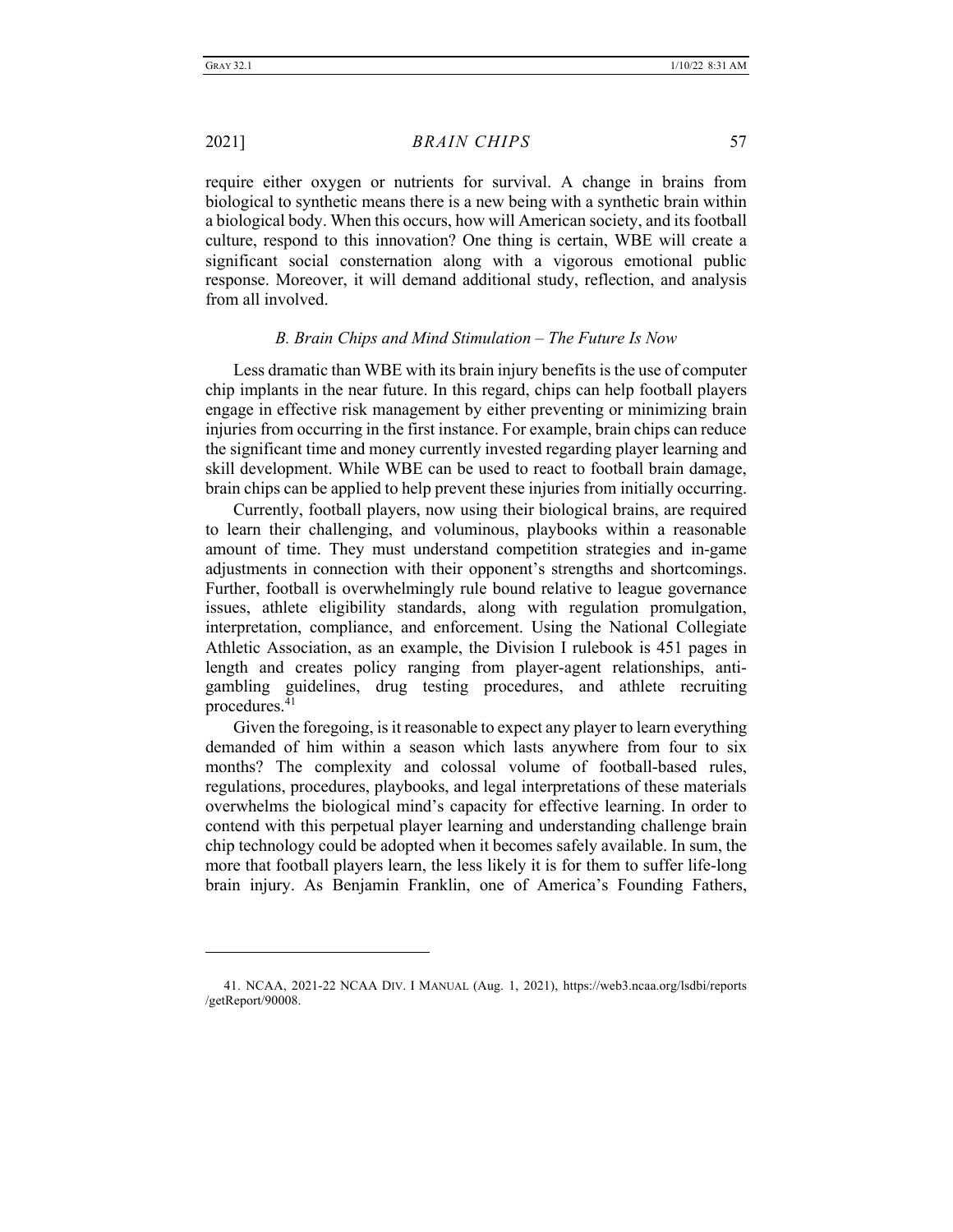require either oxygen or nutrients for survival. A change in brains from biological to synthetic means there is a new being with a synthetic brain within a biological body. When this occurs, how will American society, and its football culture, respond to this innovation? One thing is certain, WBE will create a significant social consternation along with a vigorous emotional public response. Moreover, it will demand additional study, reflection, and analysis from all involved.

### *B. Brain Chips and Mind Stimulation – The Future Is Now*

Less dramatic than WBE with its brain injury benefits is the use of computer chip implants in the near future. In this regard, chips can help football players engage in effective risk management by either preventing or minimizing brain injuries from occurring in the first instance. For example, brain chips can reduce the significant time and money currently invested regarding player learning and skill development. While WBE can be used to react to football brain damage, brain chips can be applied to help prevent these injuries from initially occurring.

Currently, football players, now using their biological brains, are required to learn their challenging, and voluminous, playbooks within a reasonable amount of time. They must understand competition strategies and in-game adjustments in connection with their opponent's strengths and shortcomings. Further, football is overwhelmingly rule bound relative to league governance issues, athlete eligibility standards, along with regulation promulgation, interpretation, compliance, and enforcement. Using the National Collegiate Athletic Association, as an example, the Division I rulebook is 451 pages in length and creates policy ranging from player-agent relationships, anti-gambling guidelines, drug testing procedures, and athlete recruiting procedures.[41]

Given the foregoing, is it reasonable to expect any player to learn everything demanded of him within a season which lasts anywhere from four to six months? The complexity and colossal volume of football-based rules, regulations, procedures, playbooks, and legal interpretations of these materials overwhelms the biological mind's capacity for effective learning. In order to contend with this perpetual player learning and understanding challenge brain chip technology could be adopted when it becomes safely available. In sum, the more that football players learn, the less likely it is for them to suffer life-long brain injury. As Benjamin Franklin, one of America's Founding Fathers,

---

41. NCAA, 2021-22 NCAA DIV. I MANUAL (Aug. 1, 2021), https://web3.ncaa.org/lsdbi/reports/getReport/90008.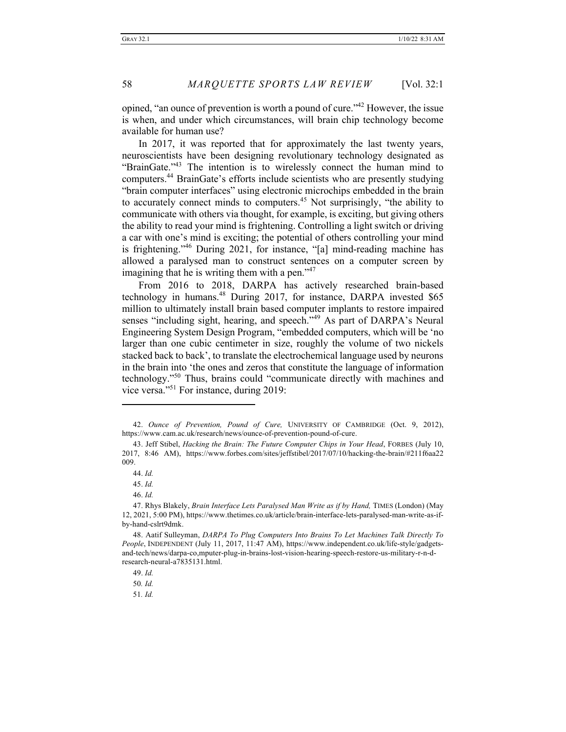opined, "an ounce of prevention is worth a pound of cure."[42] However, the issue is when, and under which circumstances, will brain chip technology become available for human use?

In 2017, it was reported that for approximately the last twenty years, neuroscientists have been designing revolutionary technology designated as "BrainGate."[43] The intention is to wirelessly connect the human mind to computers.[44] BrainGate's efforts include scientists who are presently studying "brain computer interfaces" using electronic microchips embedded in the brain to accurately connect minds to computers.[45] Not surprisingly, "the ability to communicate with others via thought, for example, is exciting, but giving others the ability to read your mind is frightening. Controlling a light switch or driving a car with one's mind is exciting; the potential of others controlling your mind is frightening."[46] During 2021, for instance, "[a] mind-reading machine has allowed a paralysed man to construct sentences on a computer screen by imagining that he is writing them with a pen."[47]

From 2016 to 2018, DARPA has actively researched brain-based technology in humans.[48] During 2017, for instance, DARPA invested $65 million to ultimately install brain based computer implants to restore impaired senses "including sight, hearing, and speech."[49] As part of DARPA's Neural Engineering System Design Program, "embedded computers, which will be 'no larger than one cubic centimeter in size, roughly the volume of two nickels stacked back to back', to translate the electrochemical language used by neurons in the brain into 'the ones and zeros that constitute the language of information technology."[50] Thus, brains could "communicate directly with machines and vice versa."[51] For instance, during 2019:

---

42. *Ounce of Prevention, Pound of Cure,* UNIVERSITY OF CAMBRIDGE (Oct. 9, 2012), https://www.cam.ac.uk/research/news/ounce-of-prevention-pound-of-cure.

43. Jeff Stibel, *Hacking the Brain: The Future Computer Chips in Your Head*, FORBES (July 10, 2017, 8:46 AM), https://www.forbes.com/sites/jeffstibel/2017/07/10/hacking-the-brain/#211f6aa22009.

44. *Id.*

45. *Id.*

46. *Id.*

47. Rhys Blakely, *Brain Interface Lets Paralysed Man Write as if by Hand,* TIMES (London) (May 12, 2021, 5:00 PM), https://www.thetimes.co.uk/article/brain-interface-lets-paralysed-man-write-as-if-by-hand-cslrt9dmk.

48. Aatif Sulleyman, *DARPA To Plug Computers Into Brains To Let Machines Talk Directly To People*, INDEPENDENT (July 11, 2017, 11:47 AM), https://www.independent.co.uk/life-style/gadgets-and-tech/news/darpa-co,mputer-plug-in-brains-lost-vision-hearing-speech-restore-us-military-r-n-d-research-neural-a7835131.html.

49. *Id.*

50. *Id.*

51. *Id.*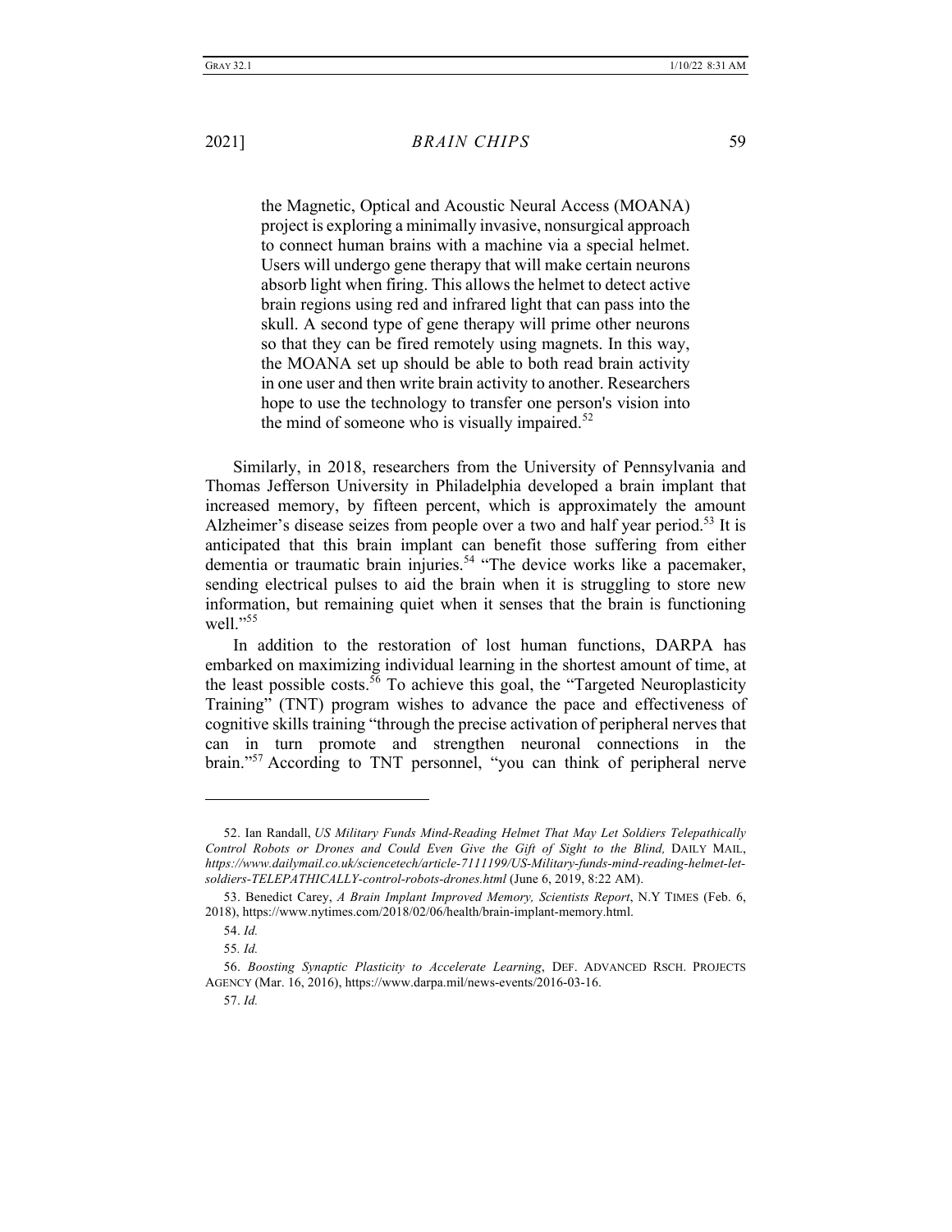> the Magnetic, Optical and Acoustic Neural Access (MOANA) project is exploring a minimally invasive, nonsurgical approach to connect human brains with a machine via a special helmet. Users will undergo gene therapy that will make certain neurons absorb light when firing. This allows the helmet to detect active brain regions using red and infrared light that can pass into the skull. A second type of gene therapy will prime other neurons so that they can be fired remotely using magnets. In this way, the MOANA set up should be able to both read brain activity in one user and then write brain activity to another. Researchers hope to use the technology to transfer one person's vision into the mind of someone who is visually impaired.[52]

Similarly, in 2018, researchers from the University of Pennsylvania and Thomas Jefferson University in Philadelphia developed a brain implant that increased memory, by fifteen percent, which is approximately the amount Alzheimer's disease seizes from people over a two and half year period.[53] It is anticipated that this brain implant can benefit those suffering from either dementia or traumatic brain injuries.[54] "The device works like a pacemaker, sending electrical pulses to aid the brain when it is struggling to store new information, but remaining quiet when it senses that the brain is functioning well."[55]

In addition to the restoration of lost human functions, DARPA has embarked on maximizing individual learning in the shortest amount of time, at the least possible costs.[56] To achieve this goal, the "Targeted Neuroplasticity Training" (TNT) program wishes to advance the pace and effectiveness of cognitive skills training "through the precise activation of peripheral nerves that can in turn promote and strengthen neuronal connections in the brain."[57] According to TNT personnel, "you can think of peripheral nerve

---

52. Ian Randall, *US Military Funds Mind-Reading Helmet That May Let Soldiers Telepathically Control Robots or Drones and Could Even Give the Gift of Sight to the Blind,* DAILY MAIL, *https://www.dailymail.co.uk/sciencetech/article-7111199/US-Military-funds-mind-reading-helmet-let-soldiers-TELEPATHICALLY-control-robots-drones.html* (June 6, 2019, 8:22 AM).

53. Benedict Carey, *A Brain Implant Improved Memory, Scientists Report*, N.Y TIMES (Feb. 6, 2018), https://www.nytimes.com/2018/02/06/health/brain-implant-memory.html.

54. *Id.*

55. *Id.*

56. *Boosting Synaptic Plasticity to Accelerate Learning*, DEF. ADVANCED RSCH. PROJECTS AGENCY (Mar. 16, 2016), https://www.darpa.mil/news-events/2016-03-16.

57. *Id.*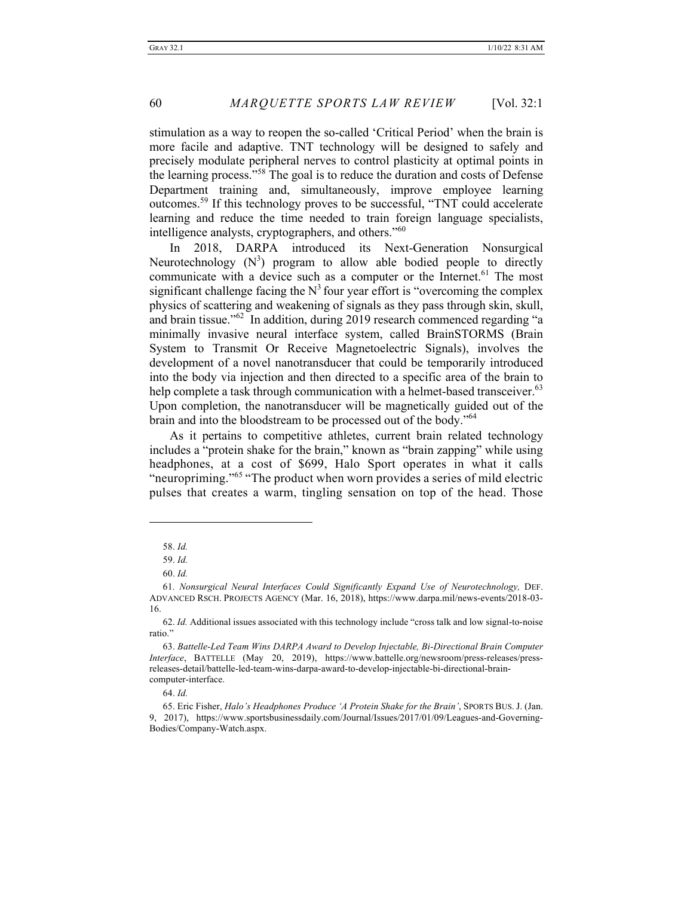stimulation as a way to reopen the so-called 'Critical Period' when the brain is more facile and adaptive. TNT technology will be designed to safely and precisely modulate peripheral nerves to control plasticity at optimal points in the learning process."[58] The goal is to reduce the duration and costs of Defense Department training and, simultaneously, improve employee learning outcomes.[59] If this technology proves to be successful, "TNT could accelerate learning and reduce the time needed to train foreign language specialists, intelligence analysts, cryptographers, and others."[60]

In 2018, DARPA introduced its Next-Generation Nonsurgical Neurotechnology ($N^3$) program to allow able bodied people to directly communicate with a device such as a computer or the Internet.[61] The most significant challenge facing the $N^3$ four year effort is "overcoming the complex physics of scattering and weakening of signals as they pass through skin, skull, and brain tissue."[62] In addition, during 2019 research commenced regarding "a minimally invasive neural interface system, called BrainSTORMS (Brain System to Transmit Or Receive Magnetoelectric Signals), involves the development of a novel nanotransducer that could be temporarily introduced into the body via injection and then directed to a specific area of the brain to help complete a task through communication with a helmet-based transceiver.[63] Upon completion, the nanotransducer will be magnetically guided out of the brain and into the bloodstream to be processed out of the body."[64]

As it pertains to competitive athletes, current brain related technology includes a "protein shake for the brain," known as "brain zapping" while using headphones, at a cost of $699, Halo Sport operates in what it calls "neuropriming."[65] "The product when worn provides a series of mild electric pulses that creates a warm, tingling sensation on top of the head. Those

---

58. *Id.*

59. *Id.*

60. *Id.*

61. *Nonsurgical Neural Interfaces Could Significantly Expand Use of Neurotechnology,* DEF. ADVANCED RSCH. PROJECTS AGENCY (Mar. 16, 2018), https://www.darpa.mil/news-events/2018-03-16.

62. *Id.* Additional issues associated with this technology include "cross talk and low signal-to-noise ratio."

63. *Battelle-Led Team Wins DARPA Award to Develop Injectable, Bi-Directional Brain Computer Interface*, BATTELLE (May 20, 2019), https://www.battelle.org/newsroom/press-releases/press-releases-detail/battelle-led-team-wins-darpa-award-to-develop-injectable-bi-directional-brain-computer-interface.

64. *Id.*

65. Eric Fisher, *Halo's Headphones Produce 'A Protein Shake for the Brain'*, SPORTS BUS. J. (Jan. 9, 2017), https://www.sportsbusinessdaily.com/Journal/Issues/2017/01/09/Leagues-and-Governing-Bodies/Company-Watch.aspx.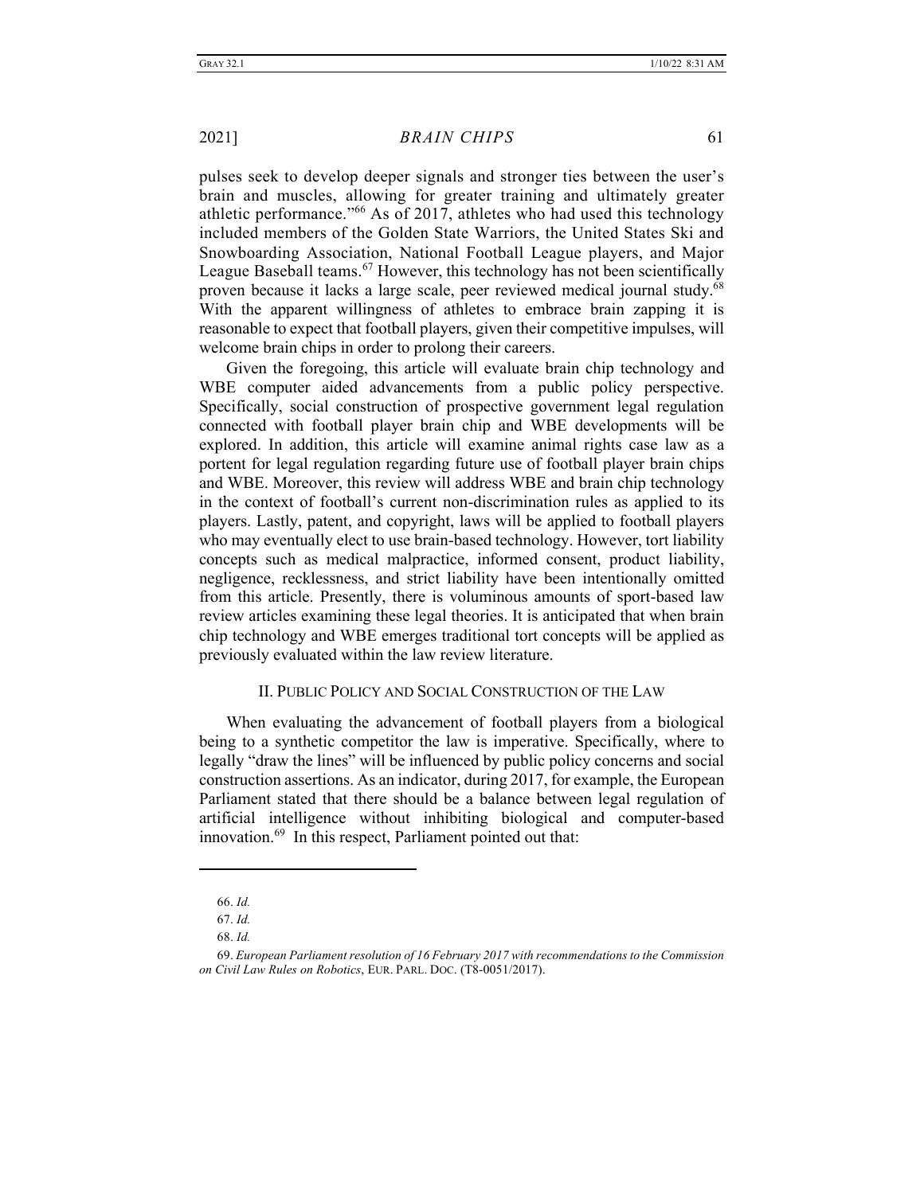pulses seek to develop deeper signals and stronger ties between the user's brain and muscles, allowing for greater training and ultimately greater athletic performance."[66] As of 2017, athletes who had used this technology included members of the Golden State Warriors, the United States Ski and Snowboarding Association, National Football League players, and Major League Baseball teams.[67] However, this technology has not been scientifically proven because it lacks a large scale, peer reviewed medical journal study.[68] With the apparent willingness of athletes to embrace brain zapping it is reasonable to expect that football players, given their competitive impulses, will welcome brain chips in order to prolong their careers.

Given the foregoing, this article will evaluate brain chip technology and WBE computer aided advancements from a public policy perspective. Specifically, social construction of prospective government legal regulation connected with football player brain chip and WBE developments will be explored. In addition, this article will examine animal rights case law as a portent for legal regulation regarding future use of football player brain chips and WBE. Moreover, this review will address WBE and brain chip technology in the context of football's current non-discrimination rules as applied to its players. Lastly, patent, and copyright, laws will be applied to football players who may eventually elect to use brain-based technology. However, tort liability concepts such as medical malpractice, informed consent, product liability, negligence, recklessness, and strict liability have been intentionally omitted from this article. Presently, there is voluminous amounts of sport-based law review articles examining these legal theories. It is anticipated that when brain chip technology and WBE emerges traditional tort concepts will be applied as previously evaluated within the law review literature.

## II. Public Policy and Social Construction of the Law

When evaluating the advancement of football players from a biological being to a synthetic competitor the law is imperative. Specifically, where to legally "draw the lines" will be influenced by public policy concerns and social construction assertions. As an indicator, during 2017, for example, the European Parliament stated that there should be a balance between legal regulation of artificial intelligence without inhibiting biological and computer-based innovation.[69] In this respect, Parliament pointed out that:

---

66. *Id.*

67. *Id.*

68. *Id.*

69. *European Parliament resolution of 16 February 2017 with recommendations to the Commission on Civil Law Rules on Robotics*, EUR. PARL. DOC. (T8-0051/2017).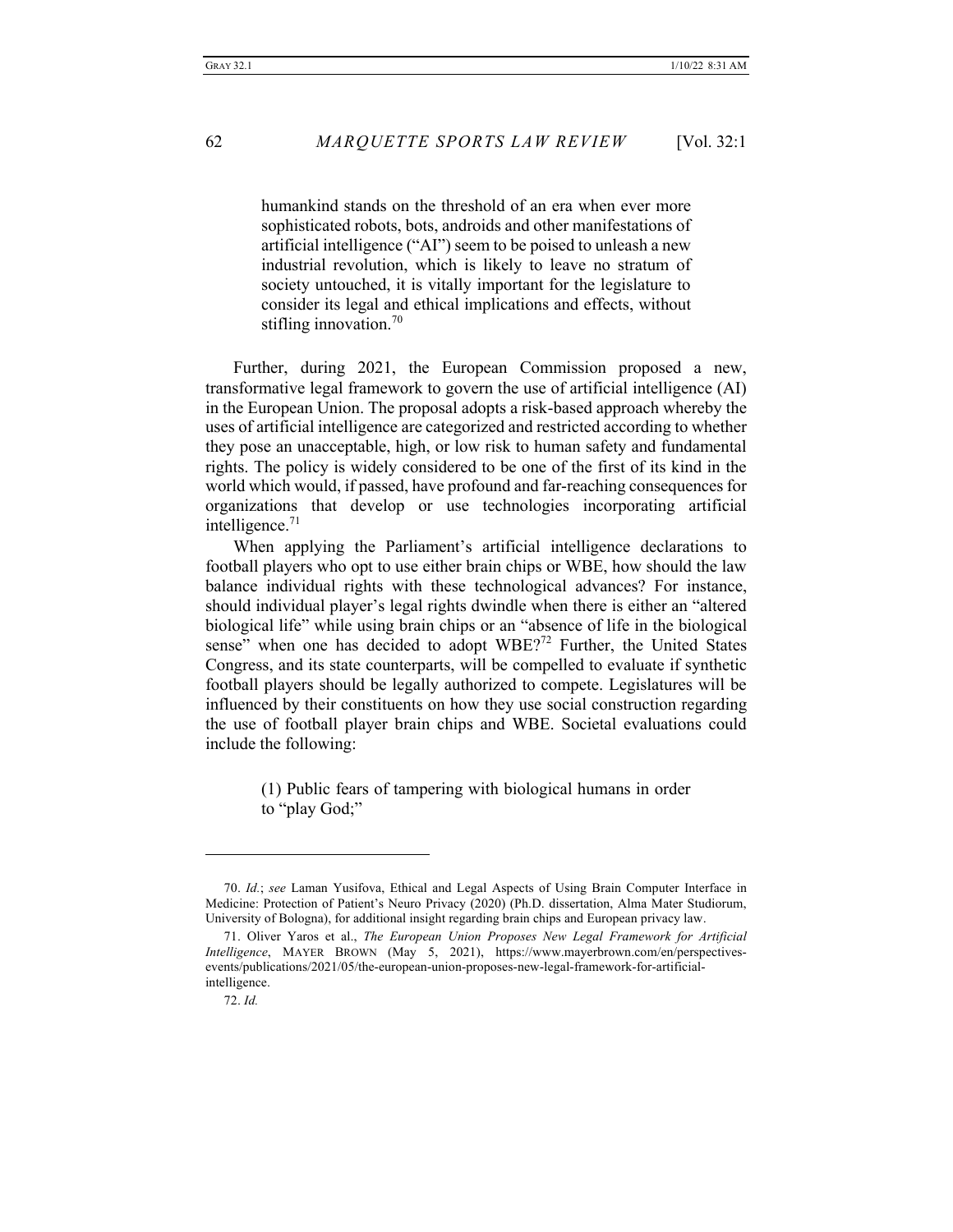> humankind stands on the threshold of an era when ever more sophisticated robots, bots, androids and other manifestations of artificial intelligence ("AI") seem to be poised to unleash a new industrial revolution, which is likely to leave no stratum of society untouched, it is vitally important for the legislature to consider its legal and ethical implications and effects, without stifling innovation.[70]

Further, during 2021, the European Commission proposed a new, transformative legal framework to govern the use of artificial intelligence (AI) in the European Union. The proposal adopts a risk-based approach whereby the uses of artificial intelligence are categorized and restricted according to whether they pose an unacceptable, high, or low risk to human safety and fundamental rights. The policy is widely considered to be one of the first of its kind in the world which would, if passed, have profound and far-reaching consequences for organizations that develop or use technologies incorporating artificial intelligence.[71]

When applying the Parliament's artificial intelligence declarations to football players who opt to use either brain chips or WBE, how should the law balance individual rights with these technological advances? For instance, should individual player's legal rights dwindle when there is either an "altered biological life" while using brain chips or an "absence of life in the biological sense" when one has decided to adopt WBE?[72] Further, the United States Congress, and its state counterparts, will be compelled to evaluate if synthetic football players should be legally authorized to compete. Legislatures will be influenced by their constituents on how they use social construction regarding the use of football player brain chips and WBE. Societal evaluations could include the following:

> (1) Public fears of tampering with biological humans in order to "play God;"

---

70. *Id.*; *see* Laman Yusifova, Ethical and Legal Aspects of Using Brain Computer Interface in Medicine: Protection of Patient's Neuro Privacy (2020) (Ph.D. dissertation, Alma Mater Studiorum, University of Bologna), for additional insight regarding brain chips and European privacy law.

71. Oliver Yaros et al., *The European Union Proposes New Legal Framework for Artificial Intelligence*, MAYER BROWN (May 5, 2021), https://www.mayerbrown.com/en/perspectives-events/publications/2021/05/the-european-union-proposes-new-legal-framework-for-artificial-intelligence.

72. *Id.*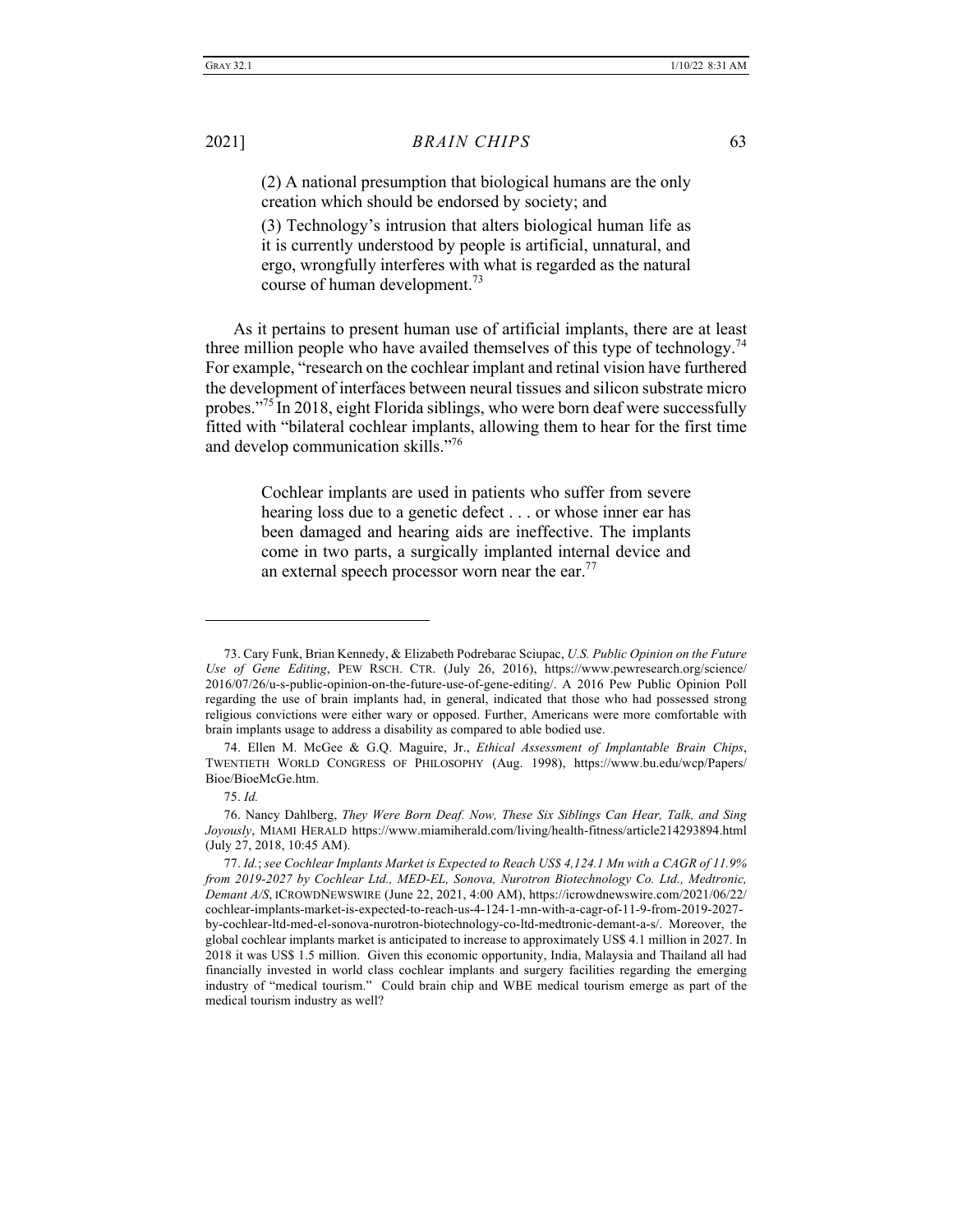(2) A national presumption that biological humans are the only creation which should be endorsed by society; and

(3) Technology's intrusion that alters biological human life as it is currently understood by people is artificial, unnatural, and ergo, wrongfully interferes with what is regarded as the natural course of human development.[73]

As it pertains to present human use of artificial implants, there are at least three million people who have availed themselves of this type of technology.[74] For example, "research on the cochlear implant and retinal vision have furthered the development of interfaces between neural tissues and silicon substrate micro probes."[75] In 2018, eight Florida siblings, who were born deaf were successfully fitted with "bilateral cochlear implants, allowing them to hear for the first time and develop communication skills."[76]

> Cochlear implants are used in patients who suffer from severe hearing loss due to a genetic defect . . . or whose inner ear has been damaged and hearing aids are ineffective. The implants come in two parts, a surgically implanted internal device and an external speech processor worn near the ear.[77]

---

73. Cary Funk, Brian Kennedy, & Elizabeth Podrebarac Sciupac, *U.S. Public Opinion on the Future Use of Gene Editing*, PEW RSCH. CTR. (July 26, 2016), https://www.pewresearch.org/science/2016/07/26/u-s-public-opinion-on-the-future-use-of-gene-editing/. A 2016 Pew Public Opinion Poll regarding the use of brain implants had, in general, indicated that those who had possessed strong religious convictions were either wary or opposed. Further, Americans were more comfortable with brain implants usage to address a disability as compared to able bodied use.

74. Ellen M. McGee & G.Q. Maguire, Jr., *Ethical Assessment of Implantable Brain Chips*, TWENTIETH WORLD CONGRESS OF PHILOSOPHY (Aug. 1998), https://www.bu.edu/wcp/Papers/Bioe/BioeMcGe.htm.

75. *Id.*

76. Nancy Dahlberg, *They Were Born Deaf. Now, These Six Siblings Can Hear, Talk, and Sing Joyously*, MIAMI HERALD https://www.miamiherald.com/living/health-fitness/article214293894.html (July 27, 2018, 10:45 AM).

77. *Id.*; *see Cochlear Implants Market is Expected to Reach US$ 4,124.1 Mn with a CAGR of 11.9% from 2019-2027 by Cochlear Ltd., MED-EL, Sonova, Nurotron Biotechnology Co. Ltd., Medtronic, Demant A/S*, ICROWDNEWSWIRE (June 22, 2021, 4:00 AM), https://icrowdnewswire.com/2021/06/22/cochlear-implants-market-is-expected-to-reach-us-4-124-1-mn-with-a-cagr-of-11-9-from-2019-2027-by-cochlear-ltd-med-el-sonova-nurotron-biotechnology-co-ltd-medtronic-demant-a-s/. Moreover, the global cochlear implants market is anticipated to increase to approximately US$ 4.1 million in 2027. In 2018 it was US$ 1.5 million. Given this economic opportunity, India, Malaysia and Thailand all had financially invested in world class cochlear implants and surgery facilities regarding the emerging industry of "medical tourism." Could brain chip and WBE medical tourism emerge as part of the medical tourism industry as well?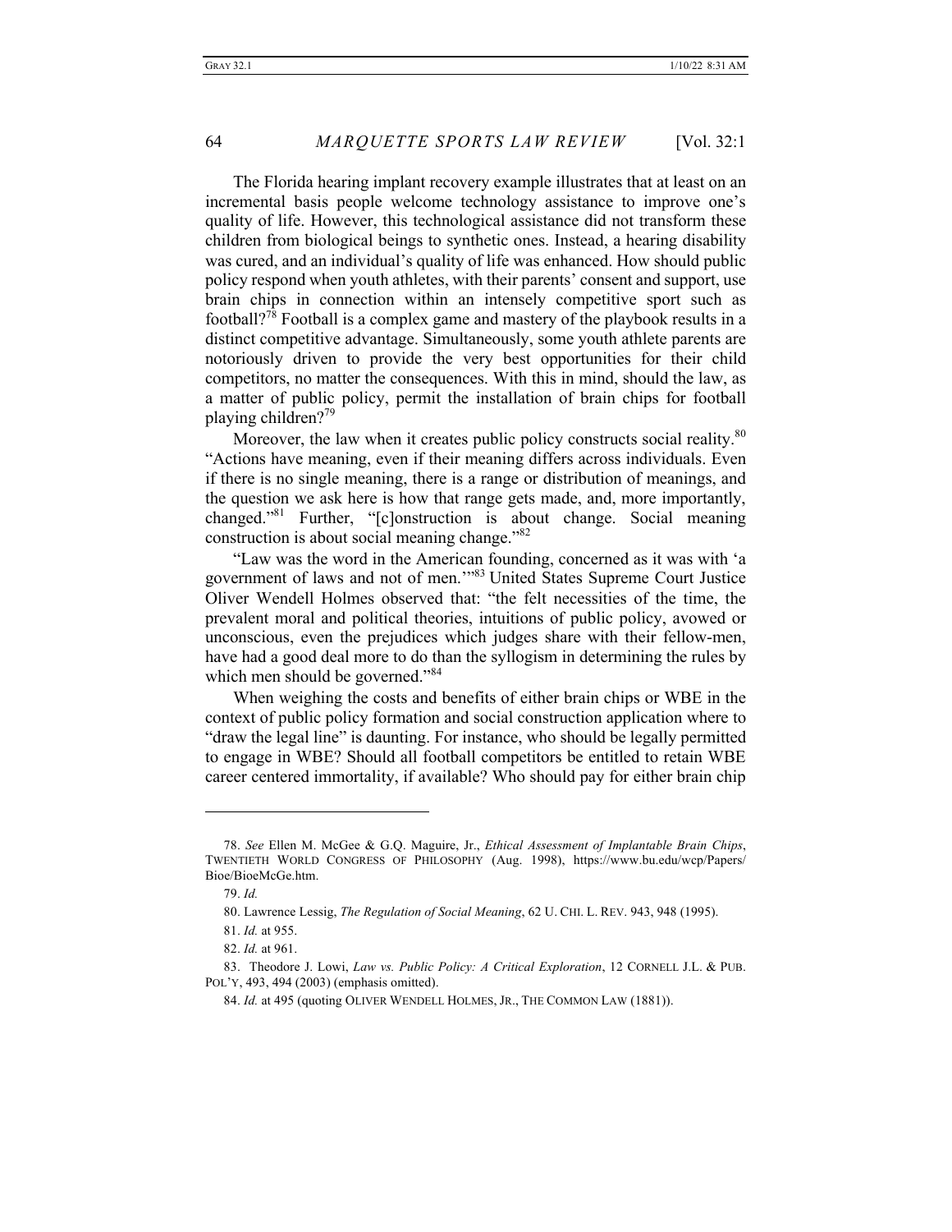The Florida hearing implant recovery example illustrates that at least on an incremental basis people welcome technology assistance to improve one's quality of life. However, this technological assistance did not transform these children from biological beings to synthetic ones. Instead, a hearing disability was cured, and an individual's quality of life was enhanced. How should public policy respond when youth athletes, with their parents' consent and support, use brain chips in connection within an intensely competitive sport such as football?[78] Football is a complex game and mastery of the playbook results in a distinct competitive advantage. Simultaneously, some youth athlete parents are notoriously driven to provide the very best opportunities for their child competitors, no matter the consequences. With this in mind, should the law, as a matter of public policy, permit the installation of brain chips for football playing children?[79]

Moreover, the law when it creates public policy constructs social reality.[80] "Actions have meaning, even if their meaning differs across individuals. Even if there is no single meaning, there is a range or distribution of meanings, and the question we ask here is how that range gets made, and, more importantly, changed."[81] Further, "[c]onstruction is about change. Social meaning construction is about social meaning change."[82]

"Law was the word in the American founding, concerned as it was with 'a government of laws and not of men.'"[83] United States Supreme Court Justice Oliver Wendell Holmes observed that: "the felt necessities of the time, the prevalent moral and political theories, intuitions of public policy, avowed or unconscious, even the prejudices which judges share with their fellow-men, have had a good deal more to do than the syllogism in determining the rules by which men should be governed."[84]

When weighing the costs and benefits of either brain chips or WBE in the context of public policy formation and social construction application where to "draw the legal line" is daunting. For instance, who should be legally permitted to engage in WBE? Should all football competitors be entitled to retain WBE career centered immortality, if available? Who should pay for either brain chip

---

78. *See* Ellen M. McGee & G.Q. Maguire, Jr., *Ethical Assessment of Implantable Brain Chips*, TWENTIETH WORLD CONGRESS OF PHILOSOPHY (Aug. 1998), https://www.bu.edu/wcp/Papers/Bioe/BioeMcGe.htm.

79. *Id.*

80. Lawrence Lessig, *The Regulation of Social Meaning*, 62 U. CHI. L. REV. 943, 948 (1995).

81. *Id.* at 955.

82. *Id.* at 961.

83. Theodore J. Lowi, *Law vs. Public Policy: A Critical Exploration*, 12 CORNELL J.L. & PUB. POL'Y, 493, 494 (2003) (emphasis omitted).

84. *Id.* at 495 (quoting OLIVER WENDELL HOLMES, JR., THE COMMON LAW (1881)).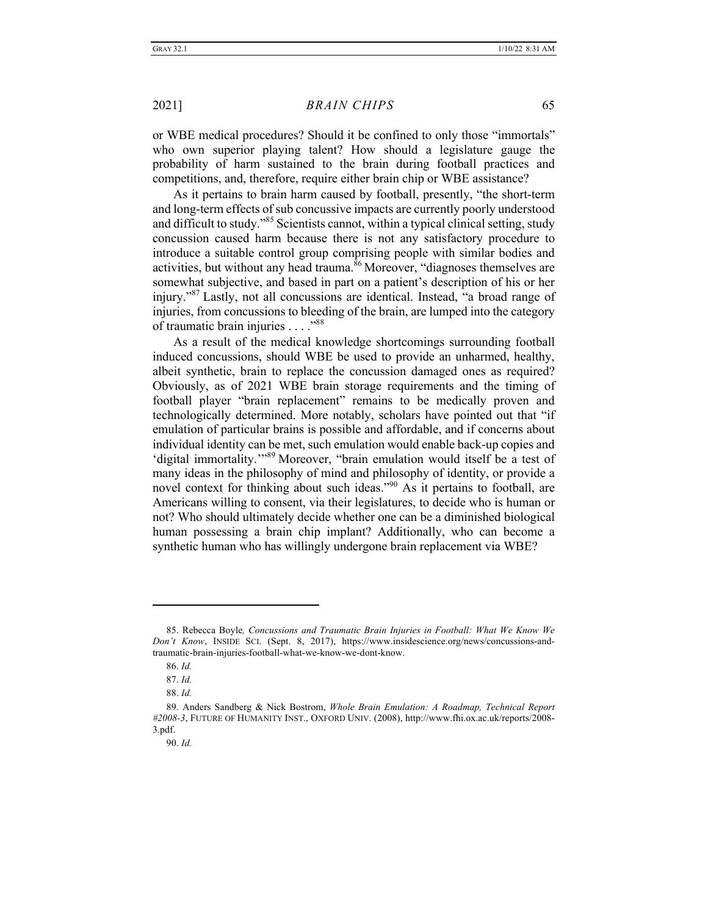or WBE medical procedures? Should it be confined to only those "immortals" who own superior playing talent? How should a legislature gauge the probability of harm sustained to the brain during football practices and competitions, and, therefore, require either brain chip or WBE assistance?

As it pertains to brain harm caused by football, presently, "the short-term and long-term effects of sub concussive impacts are currently poorly understood and difficult to study."[85] Scientists cannot, within a typical clinical setting, study concussion caused harm because there is not any satisfactory procedure to introduce a suitable control group comprising people with similar bodies and activities, but without any head trauma.[86] Moreover, "diagnoses themselves are somewhat subjective, and based in part on a patient's description of his or her injury."[87] Lastly, not all concussions are identical. Instead, "a broad range of injuries, from concussions to bleeding of the brain, are lumped into the category of traumatic brain injuries . . . ."[88]

As a result of the medical knowledge shortcomings surrounding football induced concussions, should WBE be used to provide an unharmed, healthy, albeit synthetic, brain to replace the concussion damaged ones as required? Obviously, as of 2021 WBE brain storage requirements and the timing of football player "brain replacement" remains to be medically proven and technologically determined. More notably, scholars have pointed out that "if emulation of particular brains is possible and affordable, and if concerns about individual identity can be met, such emulation would enable back-up copies and 'digital immortality.'"[89] Moreover, "brain emulation would itself be a test of many ideas in the philosophy of mind and philosophy of identity, or provide a novel context for thinking about such ideas."[90] As it pertains to football, are Americans willing to consent, via their legislatures, to decide who is human or not? Who should ultimately decide whether one can be a diminished biological human possessing a brain chip implant? Additionally, who can become a synthetic human who has willingly undergone brain replacement via WBE?

---

85. Rebecca Boyle, *Concussions and Traumatic Brain Injuries in Football: What We Know We Don't Know*, INSIDE SCI. (Sept. 8, 2017), https://www.insidescience.org/news/concussions-and-traumatic-brain-injuries-football-what-we-know-we-dont-know.

86. *Id.*

87. *Id.*

88. *Id.*

89. Anders Sandberg & Nick Bostrom, *Whole Brain Emulation: A Roadmap, Technical Report #2008-3*, FUTURE OF HUMANITY INST., OXFORD UNIV. (2008), http://www.fhi.ox.ac.uk/reports/2008-3.pdf.

90. *Id.*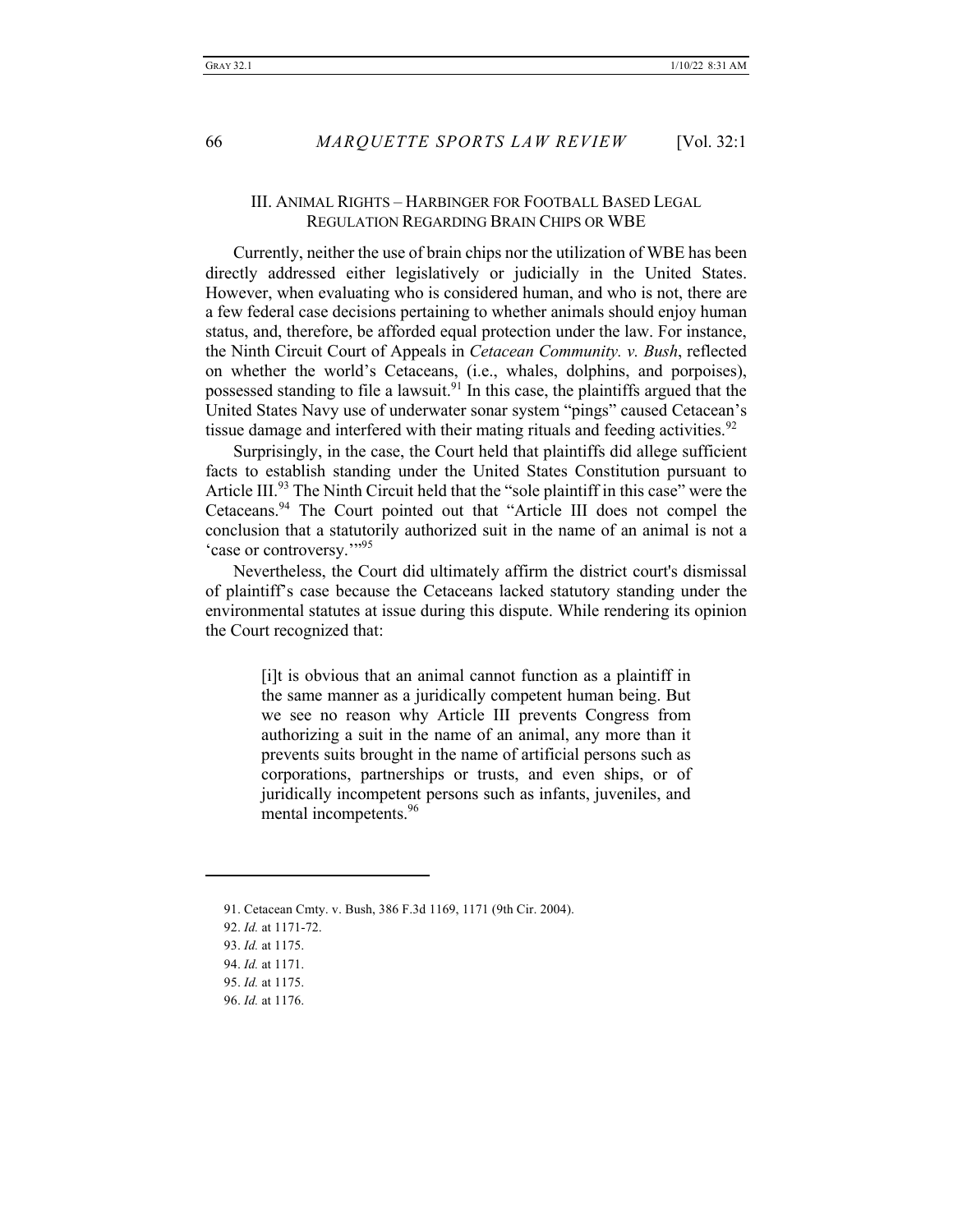## III. ANIMAL RIGHTS – HARBINGER FOR FOOTBALL BASED LEGAL REGULATION REGARDING BRAIN CHIPS OR WBE

Currently, neither the use of brain chips nor the utilization of WBE has been directly addressed either legislatively or judicially in the United States. However, when evaluating who is considered human, and who is not, there are a few federal case decisions pertaining to whether animals should enjoy human status, and, therefore, be afforded equal protection under the law. For instance, the Ninth Circuit Court of Appeals in *Cetacean Community. v. Bush*, reflected on whether the world's Cetaceans, (i.e., whales, dolphins, and porpoises), possessed standing to file a lawsuit.[91] In this case, the plaintiffs argued that the United States Navy use of underwater sonar system "pings" caused Cetacean's tissue damage and interfered with their mating rituals and feeding activities.[92]

Surprisingly, in the case, the Court held that plaintiffs did allege sufficient facts to establish standing under the United States Constitution pursuant to Article III.[93] The Ninth Circuit held that the "sole plaintiff in this case" were the Cetaceans.[94] The Court pointed out that "Article III does not compel the conclusion that a statutorily authorized suit in the name of an animal is not a 'case or controversy.'"[95]

Nevertheless, the Court did ultimately affirm the district court's dismissal of plaintiff's case because the Cetaceans lacked statutory standing under the environmental statutes at issue during this dispute. While rendering its opinion the Court recognized that:

> [i]t is obvious that an animal cannot function as a plaintiff in the same manner as a juridically competent human being. But we see no reason why Article III prevents Congress from authorizing a suit in the name of an animal, any more than it prevents suits brought in the name of artificial persons such as corporations, partnerships or trusts, and even ships, or of juridically incompetent persons such as infants, juveniles, and mental incompetents.[96]

---

91. Cetacean Cmty. v. Bush, 386 F.3d 1169, 1171 (9th Cir. 2004).
92. *Id.* at 1171-72.
93. *Id.* at 1175.
94. *Id.* at 1171.
95. *Id.* at 1175.
96. *Id.* at 1176.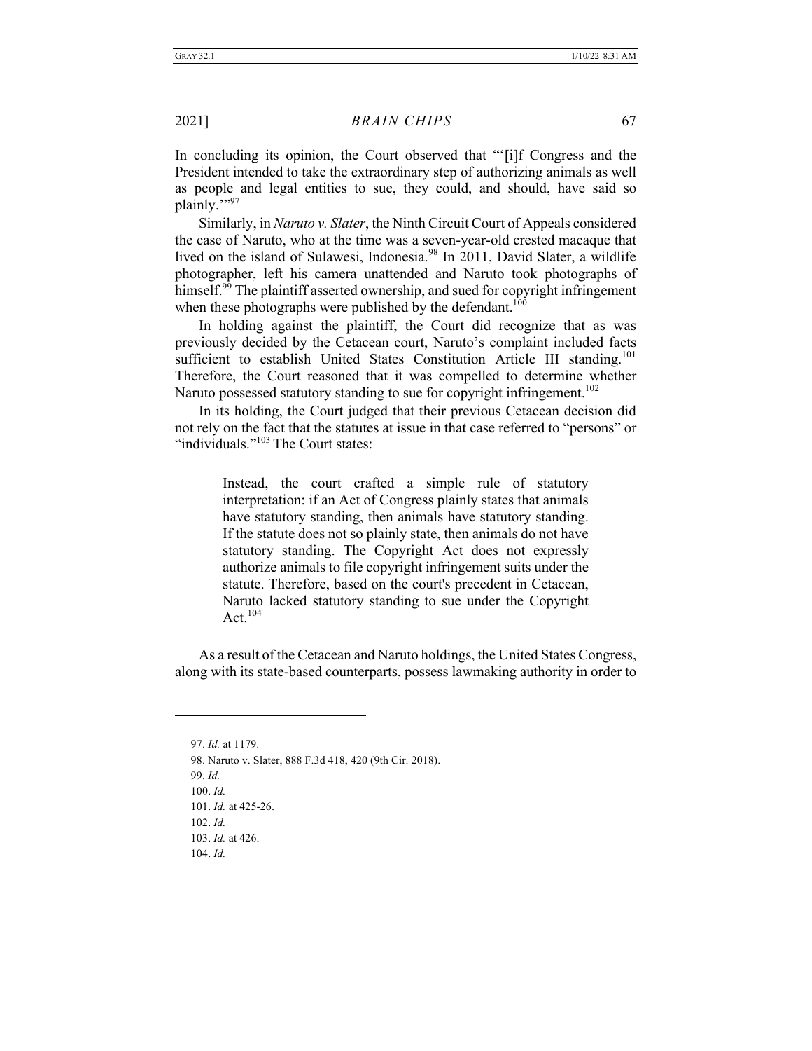In concluding its opinion, the Court observed that "'[i]f Congress and the President intended to take the extraordinary step of authorizing animals as well as people and legal entities to sue, they could, and should, have said so plainly.'"[97]

Similarly, in *Naruto v. Slater*, the Ninth Circuit Court of Appeals considered the case of Naruto, who at the time was a seven-year-old crested macaque that lived on the island of Sulawesi, Indonesia.[98] In 2011, David Slater, a wildlife photographer, left his camera unattended and Naruto took photographs of himself.[99] The plaintiff asserted ownership, and sued for copyright infringement when these photographs were published by the defendant.[100]

In holding against the plaintiff, the Court did recognize that as was previously decided by the Cetacean court, Naruto's complaint included facts sufficient to establish United States Constitution Article III standing.[101] Therefore, the Court reasoned that it was compelled to determine whether Naruto possessed statutory standing to sue for copyright infringement.[102]

In its holding, the Court judged that their previous Cetacean decision did not rely on the fact that the statutes at issue in that case referred to "persons" or "individuals."[103] The Court states:

> Instead, the court crafted a simple rule of statutory interpretation: if an Act of Congress plainly states that animals have statutory standing, then animals have statutory standing. If the statute does not so plainly state, then animals do not have statutory standing. The Copyright Act does not expressly authorize animals to file copyright infringement suits under the statute. Therefore, based on the court's precedent in Cetacean, Naruto lacked statutory standing to sue under the Copyright Act.[104]

As a result of the Cetacean and Naruto holdings, the United States Congress, along with its state-based counterparts, possess lawmaking authority in order to

---

97. *Id.* at 1179.
98. Naruto v. Slater, 888 F.3d 418, 420 (9th Cir. 2018).
99. *Id.*
100. *Id.*
101. *Id.* at 425-26.
102. *Id.*
103. *Id.* at 426.
104. *Id.*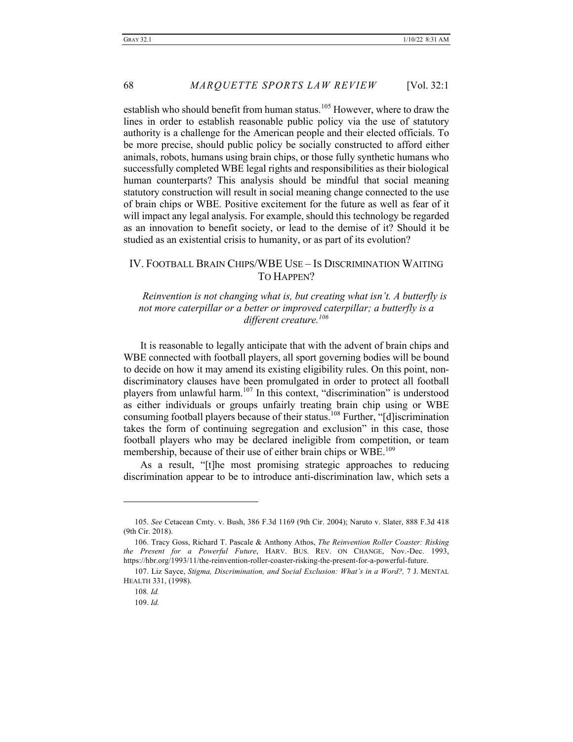establish who should benefit from human status.[105] However, where to draw the lines in order to establish reasonable public policy via the use of statutory authority is a challenge for the American people and their elected officials. To be more precise, should public policy be socially constructed to afford either animals, robots, humans using brain chips, or those fully synthetic humans who successfully completed WBE legal rights and responsibilities as their biological human counterparts? This analysis should be mindful that social meaning statutory construction will result in social meaning change connected to the use of brain chips or WBE. Positive excitement for the future as well as fear of it will impact any legal analysis. For example, should this technology be regarded as an innovation to benefit society, or lead to the demise of it? Should it be studied as an existential crisis to humanity, or as part of its evolution?

## IV. Football Brain Chips/WBE Use – Is Discrimination Waiting To Happen?

*Reinvention is not changing what is, but creating what isn't. A butterfly is not more caterpillar or a better or improved caterpillar; a butterfly is a different creature.*[106]

It is reasonable to legally anticipate that with the advent of brain chips and WBE connected with football players, all sport governing bodies will be bound to decide on how it may amend its existing eligibility rules. On this point, non-discriminatory clauses have been promulgated in order to protect all football players from unlawful harm.[107] In this context, "discrimination" is understood as either individuals or groups unfairly treating brain chip using or WBE consuming football players because of their status.[108] Further, "[d]iscrimination takes the form of continuing segregation and exclusion" in this case, those football players who may be declared ineligible from competition, or team membership, because of their use of either brain chips or WBE.[109]

As a result, "[t]he most promising strategic approaches to reducing discrimination appear to be to introduce anti-discrimination law, which sets a

---

105. *See* Cetacean Cmty. v. Bush, 386 F.3d 1169 (9th Cir. 2004); Naruto v. Slater, 888 F.3d 418 (9th Cir. 2018).

106. Tracy Goss, Richard T. Pascale & Anthony Athos, *The Reinvention Roller Coaster: Risking the Present for a Powerful Future*, HARV. BUS. REV. ON CHANGE, Nov.-Dec. 1993, https://hbr.org/1993/11/the-reinvention-roller-coaster-risking-the-present-for-a-powerful-future.

107. Liz Sayce, *Stigma, Discrimination, and Social Exclusion: What's in a Word?,* 7 J. MENTAL HEALTH 331, (1998).

108. *Id.*

109. *Id.*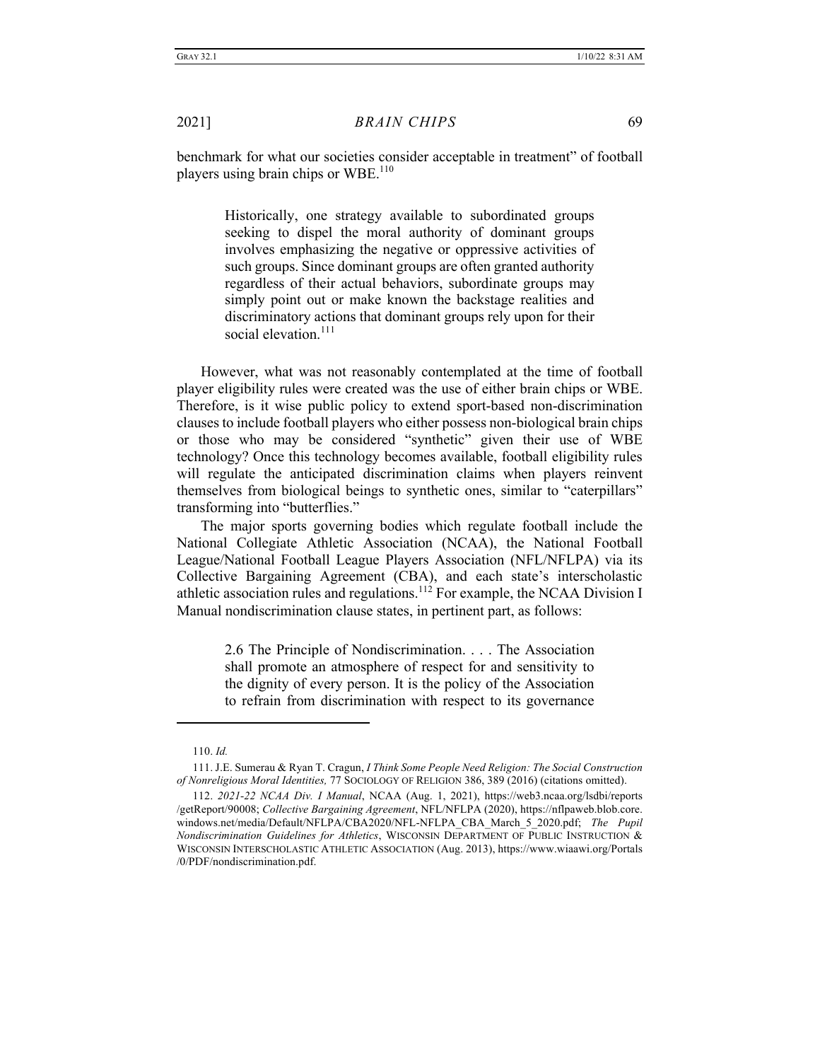benchmark for what our societies consider acceptable in treatment" of football players using brain chips or WBE.[110]

> Historically, one strategy available to subordinated groups seeking to dispel the moral authority of dominant groups involves emphasizing the negative or oppressive activities of such groups. Since dominant groups are often granted authority regardless of their actual behaviors, subordinate groups may simply point out or make known the backstage realities and discriminatory actions that dominant groups rely upon for their social elevation.[111]

However, what was not reasonably contemplated at the time of football player eligibility rules were created was the use of either brain chips or WBE. Therefore, is it wise public policy to extend sport-based non-discrimination clauses to include football players who either possess non-biological brain chips or those who may be considered "synthetic" given their use of WBE technology? Once this technology becomes available, football eligibility rules will regulate the anticipated discrimination claims when players reinvent themselves from biological beings to synthetic ones, similar to "caterpillars" transforming into "butterflies."

The major sports governing bodies which regulate football include the National Collegiate Athletic Association (NCAA), the National Football League/National Football League Players Association (NFL/NFLPA) via its Collective Bargaining Agreement (CBA), and each state's interscholastic athletic association rules and regulations.[112] For example, the NCAA Division I Manual nondiscrimination clause states, in pertinent part, as follows:

> 2.6 The Principle of Nondiscrimination. . . . The Association shall promote an atmosphere of respect for and sensitivity to the dignity of every person. It is the policy of the Association to refrain from discrimination with respect to its governance

---

110. *Id.*

111. J.E. Sumerau & Ryan T. Cragun, *I Think Some People Need Religion: The Social Construction of Nonreligious Moral Identities,* 77 SOCIOLOGY OF RELIGION 386, 389 (2016) (citations omitted).

112. *2021-22 NCAA Div. I Manual*, NCAA (Aug. 1, 2021), https://web3.ncaa.org/lsdbi/reports/getReport/90008; *Collective Bargaining Agreement*, NFL/NFLPA (2020), https://nflpaweb.blob.core.windows.net/media/Default/NFLPA/CBA2020/NFL-NFLPA_CBA_March_5_2020.pdf; *The Pupil Nondiscrimination Guidelines for Athletics*, WISCONSIN DEPARTMENT OF PUBLIC INSTRUCTION & WISCONSIN INTERSCHOLASTIC ATHLETIC ASSOCIATION (Aug. 2013), https://www.wiaawi.org/Portals/0/PDF/nondiscrimination.pdf.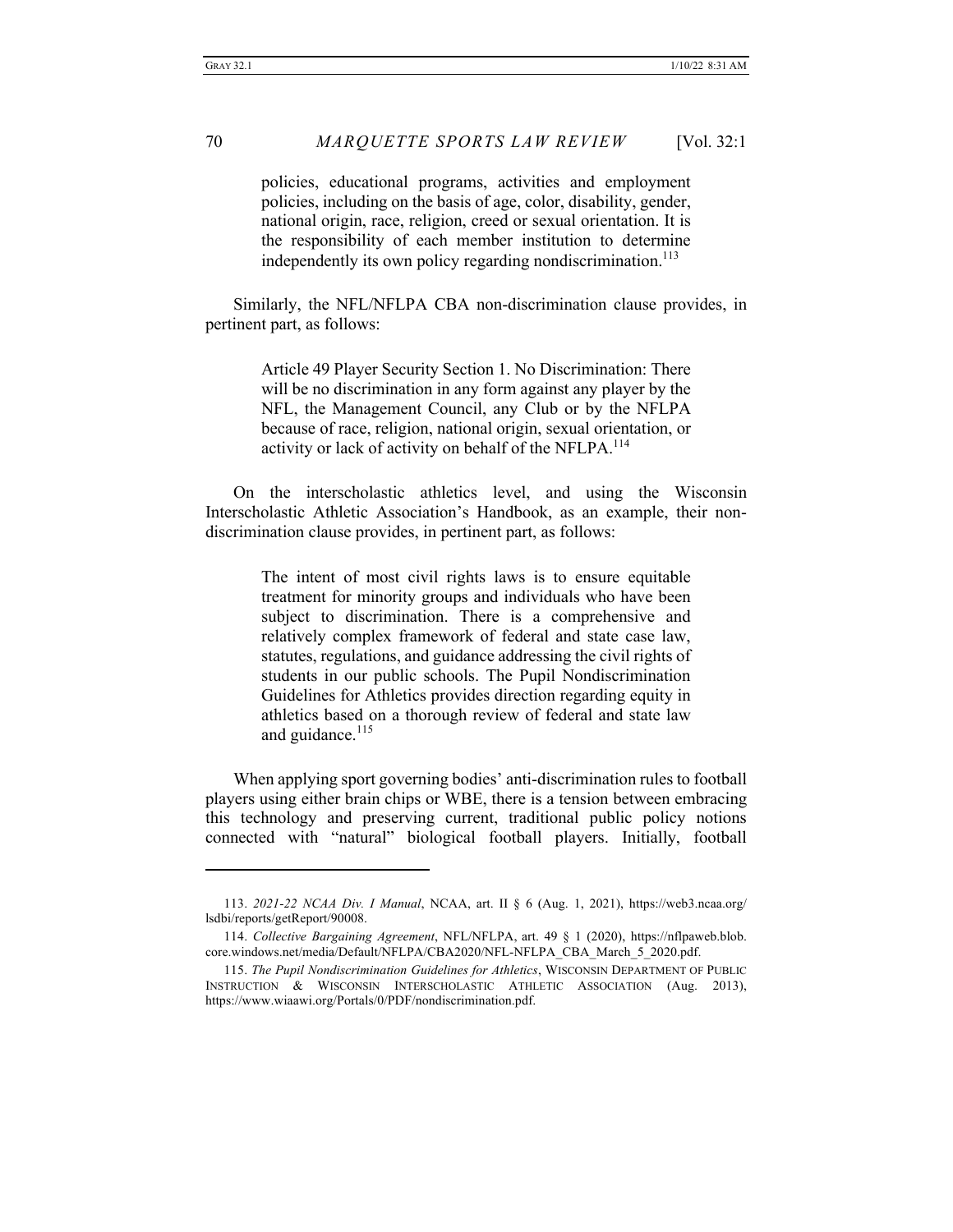> policies, educational programs, activities and employment policies, including on the basis of age, color, disability, gender, national origin, race, religion, creed or sexual orientation. It is the responsibility of each member institution to determine independently its own policy regarding nondiscrimination.[113]

Similarly, the NFL/NFLPA CBA non-discrimination clause provides, in pertinent part, as follows:

> Article 49 Player Security Section 1. No Discrimination: There will be no discrimination in any form against any player by the NFL, the Management Council, any Club or by the NFLPA because of race, religion, national origin, sexual orientation, or activity or lack of activity on behalf of the NFLPA.[114]

On the interscholastic athletics level, and using the Wisconsin Interscholastic Athletic Association's Handbook, as an example, their non-discrimination clause provides, in pertinent part, as follows:

> The intent of most civil rights laws is to ensure equitable treatment for minority groups and individuals who have been subject to discrimination. There is a comprehensive and relatively complex framework of federal and state case law, statutes, regulations, and guidance addressing the civil rights of students in our public schools. The Pupil Nondiscrimination Guidelines for Athletics provides direction regarding equity in athletics based on a thorough review of federal and state law and guidance.[115]

When applying sport governing bodies' anti-discrimination rules to football players using either brain chips or WBE, there is a tension between embracing this technology and preserving current, traditional public policy notions connected with "natural" biological football players. Initially, football

---

113. *2021-22 NCAA Div. I Manual*, NCAA, art. II § 6 (Aug. 1, 2021), https://web3.ncaa.org/lsdbi/reports/getReport/90008.

114. *Collective Bargaining Agreement*, NFL/NFLPA, art. 49 § 1 (2020), https://nflpaweb.blob.core.windows.net/media/Default/NFLPA/CBA2020/NFL-NFLPA_CBA_March_5_2020.pdf.

115. *The Pupil Nondiscrimination Guidelines for Athletics*, WISCONSIN DEPARTMENT OF PUBLIC INSTRUCTION & WISCONSIN INTERSCHOLASTIC ATHLETIC ASSOCIATION (Aug. 2013), https://www.wiaawi.org/Portals/0/PDF/nondiscrimination.pdf.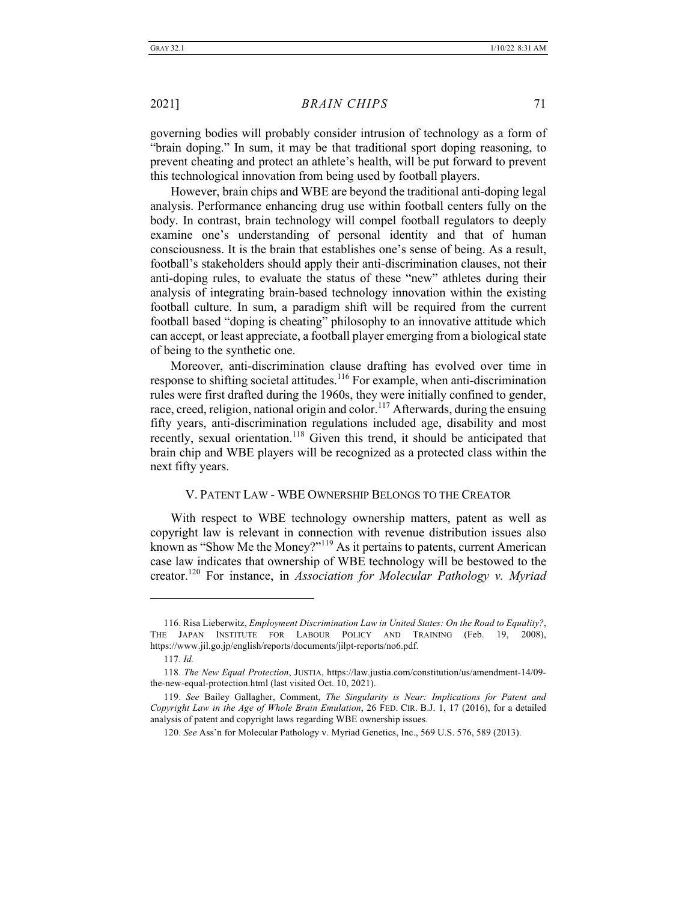governing bodies will probably consider intrusion of technology as a form of "brain doping." In sum, it may be that traditional sport doping reasoning, to prevent cheating and protect an athlete's health, will be put forward to prevent this technological innovation from being used by football players.

However, brain chips and WBE are beyond the traditional anti-doping legal analysis. Performance enhancing drug use within football centers fully on the body. In contrast, brain technology will compel football regulators to deeply examine one's understanding of personal identity and that of human consciousness. It is the brain that establishes one's sense of being. As a result, football's stakeholders should apply their anti-discrimination clauses, not their anti-doping rules, to evaluate the status of these "new" athletes during their analysis of integrating brain-based technology innovation within the existing football culture. In sum, a paradigm shift will be required from the current football based "doping is cheating" philosophy to an innovative attitude which can accept, or least appreciate, a football player emerging from a biological state of being to the synthetic one.

Moreover, anti-discrimination clause drafting has evolved over time in response to shifting societal attitudes.[116] For example, when anti-discrimination rules were first drafted during the 1960s, they were initially confined to gender, race, creed, religion, national origin and color.[117] Afterwards, during the ensuing fifty years, anti-discrimination regulations included age, disability and most recently, sexual orientation.[118] Given this trend, it should be anticipated that brain chip and WBE players will be recognized as a protected class within the next fifty years.

## V. Patent Law - WBE Ownership Belongs to the Creator

With respect to WBE technology ownership matters, patent as well as copyright law is relevant in connection with revenue distribution issues also known as "Show Me the Money?"[119] As it pertains to patents, current American case law indicates that ownership of WBE technology will be bestowed to the creator.[120] For instance, in *Association for Molecular Pathology v. Myriad*

---

116. Risa Lieberwitz, *Employment Discrimination Law in United States: On the Road to Equality?*, The Japan Institute for Labour Policy and Training (Feb. 19, 2008), https://www.jil.go.jp/english/reports/documents/jilpt-reports/no6.pdf.

117. *Id.*

118. *The New Equal Protection*, Justia, https://law.justia.com/constitution/us/amendment-14/09-the-new-equal-protection.html (last visited Oct. 10, 2021).

119. *See* Bailey Gallagher, Comment, *The Singularity is Near: Implications for Patent and Copyright Law in the Age of Whole Brain Emulation*, 26 Fed. Cir. B.J. 1, 17 (2016), for a detailed analysis of patent and copyright laws regarding WBE ownership issues.

120. *See* Ass'n for Molecular Pathology v. Myriad Genetics, Inc., 569 U.S. 576, 589 (2013).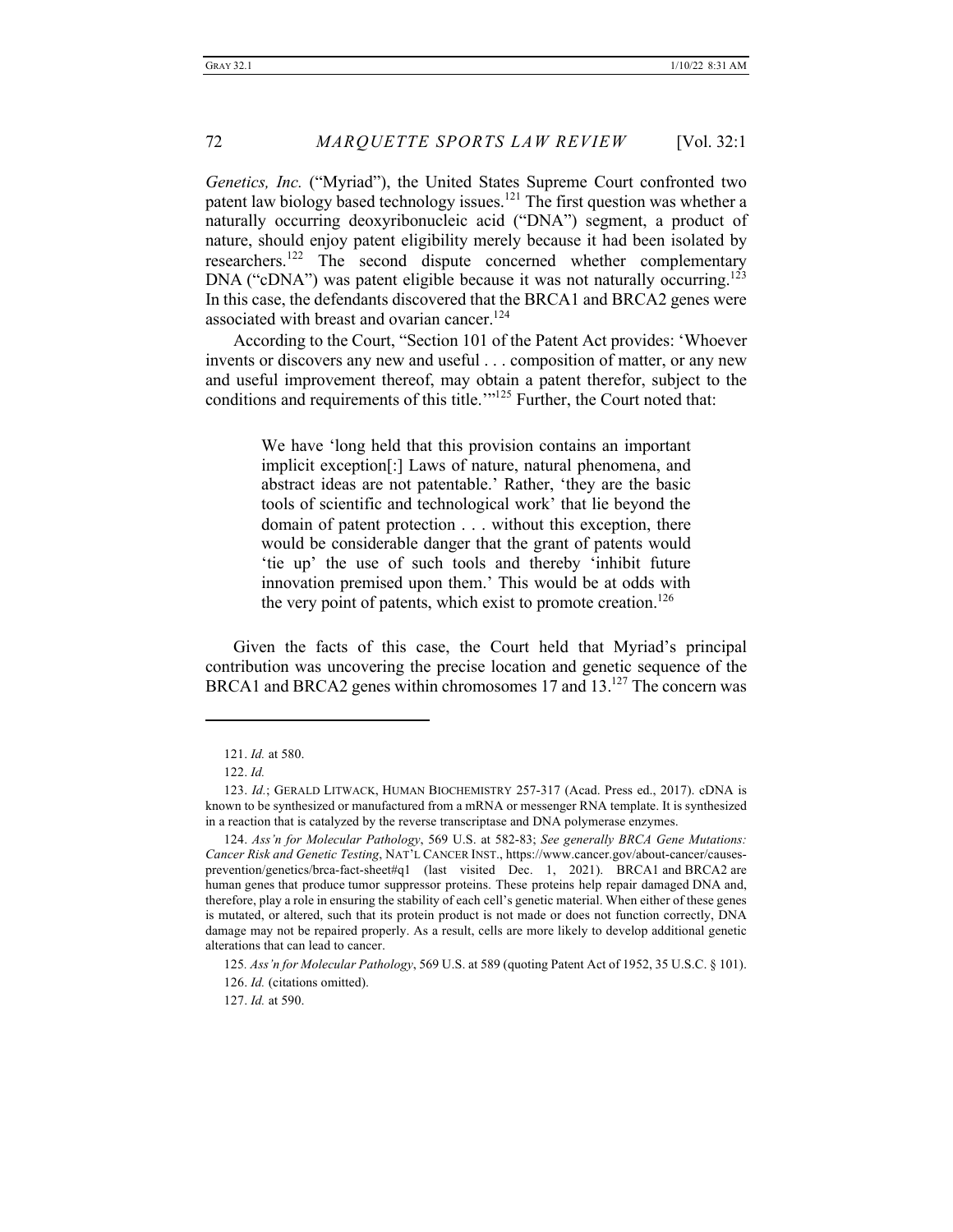*Genetics, Inc.* ("Myriad"), the United States Supreme Court confronted two patent law biology based technology issues.[121] The first question was whether a naturally occurring deoxyribonucleic acid ("DNA") segment, a product of nature, should enjoy patent eligibility merely because it had been isolated by researchers.[122] The second dispute concerned whether complementary DNA ("cDNA") was patent eligible because it was not naturally occurring.[123] In this case, the defendants discovered that the BRCA1 and BRCA2 genes were associated with breast and ovarian cancer.[124]

According to the Court, "Section 101 of the Patent Act provides: 'Whoever invents or discovers any new and useful . . . composition of matter, or any new and useful improvement thereof, may obtain a patent therefor, subject to the conditions and requirements of this title.'"[125] Further, the Court noted that:

> We have 'long held that this provision contains an important implicit exception[:] Laws of nature, natural phenomena, and abstract ideas are not patentable.' Rather, 'they are the basic tools of scientific and technological work' that lie beyond the domain of patent protection . . . without this exception, there would be considerable danger that the grant of patents would 'tie up' the use of such tools and thereby 'inhibit future innovation premised upon them.' This would be at odds with the very point of patents, which exist to promote creation.[126]

Given the facts of this case, the Court held that Myriad's principal contribution was uncovering the precise location and genetic sequence of the BRCA1 and BRCA2 genes within chromosomes 17 and 13.[127] The concern was

---

121. *Id.* at 580.

122. *Id.*

123. *Id.*; GERALD LITWACK, HUMAN BIOCHEMISTRY 257-317 (Acad. Press ed., 2017). cDNA is known to be synthesized or manufactured from a mRNA or messenger RNA template. It is synthesized in a reaction that is catalyzed by the reverse transcriptase and DNA polymerase enzymes.

124. *Ass'n for Molecular Pathology*, 569 U.S. at 582-83; *See generally BRCA Gene Mutations: Cancer Risk and Genetic Testing*, NAT'L CANCER INST., https://www.cancer.gov/about-cancer/causes-prevention/genetics/brca-fact-sheet#q1 (last visited Dec. 1, 2021). BRCA1 and BRCA2 are human genes that produce tumor suppressor proteins. These proteins help repair damaged DNA and, therefore, play a role in ensuring the stability of each cell's genetic material. When either of these genes is mutated, or altered, such that its protein product is not made or does not function correctly, DNA damage may not be repaired properly. As a result, cells are more likely to develop additional genetic alterations that can lead to cancer.

125. *Ass'n for Molecular Pathology*, 569 U.S. at 589 (quoting Patent Act of 1952, 35 U.S.C. § 101).

126. *Id.* (citations omitted).

127. *Id.* at 590.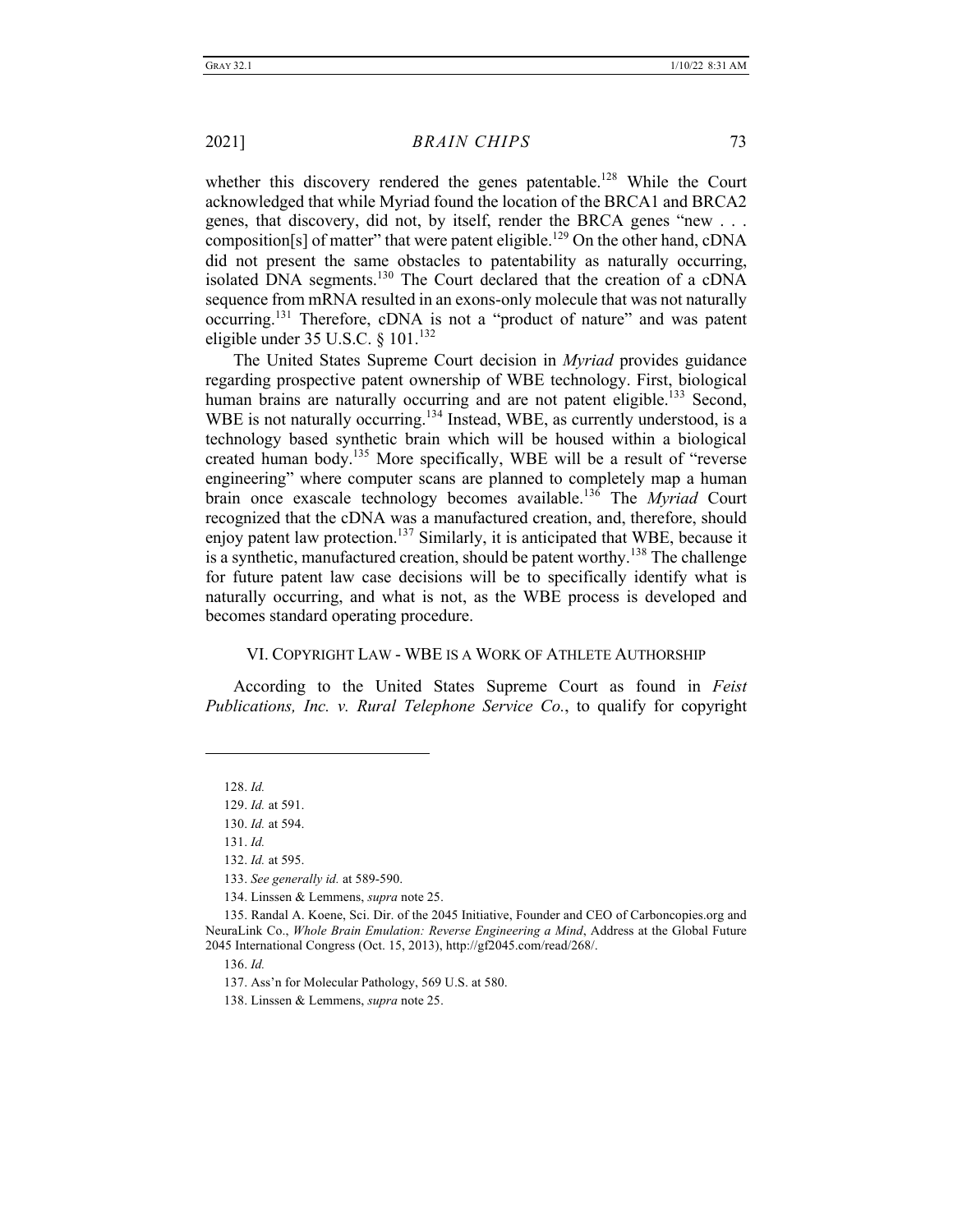whether this discovery rendered the genes patentable.[128] While the Court acknowledged that while Myriad found the location of the BRCA1 and BRCA2 genes, that discovery, did not, by itself, render the BRCA genes "new . . . composition[s] of matter" that were patent eligible.[129] On the other hand, cDNA did not present the same obstacles to patentability as naturally occurring, isolated DNA segments.[130] The Court declared that the creation of a cDNA sequence from mRNA resulted in an exons-only molecule that was not naturally occurring.[131] Therefore, cDNA is not a "product of nature" and was patent eligible under 35 U.S.C. § 101.[132]

The United States Supreme Court decision in *Myriad* provides guidance regarding prospective patent ownership of WBE technology. First, biological human brains are naturally occurring and are not patent eligible.[133] Second, WBE is not naturally occurring.[134] Instead, WBE, as currently understood, is a technology based synthetic brain which will be housed within a biological created human body.[135] More specifically, WBE will be a result of "reverse engineering" where computer scans are planned to completely map a human brain once exascale technology becomes available.[136] The *Myriad* Court recognized that the cDNA was a manufactured creation, and, therefore, should enjoy patent law protection.[137] Similarly, it is anticipated that WBE, because it is a synthetic, manufactured creation, should be patent worthy.[138] The challenge for future patent law case decisions will be to specifically identify what is naturally occurring, and what is not, as the WBE process is developed and becomes standard operating procedure.

## VI. Copyright Law - WBE is a Work of Athlete Authorship

According to the United States Supreme Court as found in *Feist Publications, Inc. v. Rural Telephone Service Co.*, to qualify for copyright

---

128. *Id.*

129. *Id.* at 591.

130. *Id.* at 594.

131. *Id.*

132. *Id.* at 595.

133. *See generally id.* at 589-590.

134. Linssen & Lemmens, *supra* note 25.

135. Randal A. Koene, Sci. Dir. of the 2045 Initiative, Founder and CEO of Carboncopies.org and NeuraLink Co., *Whole Brain Emulation: Reverse Engineering a Mind*, Address at the Global Future 2045 International Congress (Oct. 15, 2013), http://gf2045.com/read/268/.

136. *Id.*

137. Ass'n for Molecular Pathology, 569 U.S. at 580.

138. Linssen & Lemmens, *supra* note 25.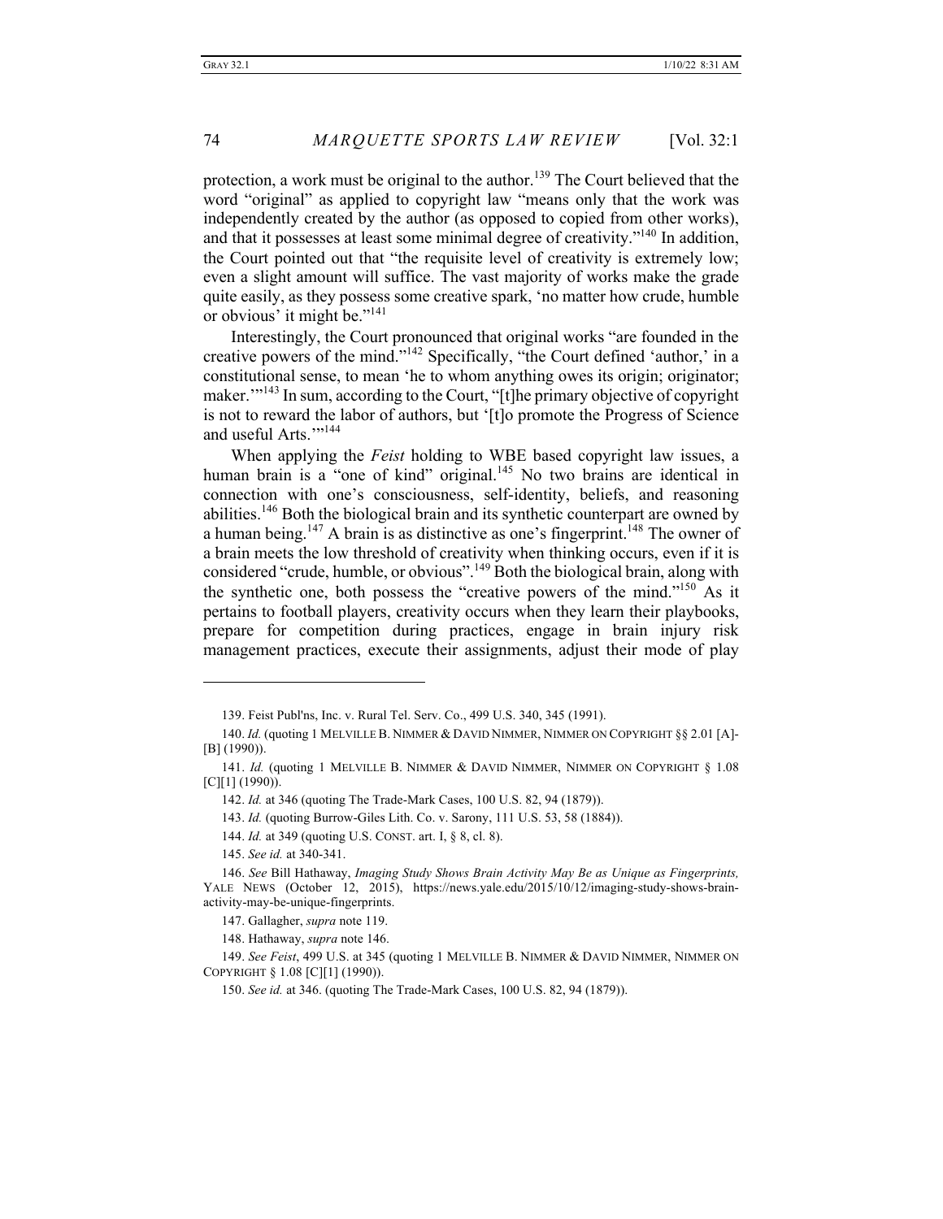protection, a work must be original to the author.[139] The Court believed that the word "original" as applied to copyright law "means only that the work was independently created by the author (as opposed to copied from other works), and that it possesses at least some minimal degree of creativity."[140] In addition, the Court pointed out that "the requisite level of creativity is extremely low; even a slight amount will suffice. The vast majority of works make the grade quite easily, as they possess some creative spark, 'no matter how crude, humble or obvious' it might be."[141]

Interestingly, the Court pronounced that original works "are founded in the creative powers of the mind."[142] Specifically, "the Court defined 'author,' in a constitutional sense, to mean 'he to whom anything owes its origin; originator; maker.'"[143] In sum, according to the Court, "[t]he primary objective of copyright is not to reward the labor of authors, but '[t]o promote the Progress of Science and useful Arts.'"[144]

When applying the *Feist* holding to WBE based copyright law issues, a human brain is a "one of kind" original.[145] No two brains are identical in connection with one's consciousness, self-identity, beliefs, and reasoning abilities.[146] Both the biological brain and its synthetic counterpart are owned by a human being.[147] A brain is as distinctive as one's fingerprint.[148] The owner of a brain meets the low threshold of creativity when thinking occurs, even if it is considered "crude, humble, or obvious".[149] Both the biological brain, along with the synthetic one, both possess the "creative powers of the mind."[150] As it pertains to football players, creativity occurs when they learn their playbooks, prepare for competition during practices, engage in brain injury risk management practices, execute their assignments, adjust their mode of play

---

139. Feist Publ'ns, Inc. v. Rural Tel. Serv. Co., 499 U.S. 340, 345 (1991).

140. *Id.* (quoting 1 MELVILLE B. NIMMER & DAVID NIMMER, NIMMER ON COPYRIGHT §§ 2.01 [A]-[B] (1990)).

141. *Id.* (quoting 1 MELVILLE B. NIMMER & DAVID NIMMER, NIMMER ON COPYRIGHT § 1.08 [C][1] (1990)).

142. *Id.* at 346 (quoting The Trade-Mark Cases, 100 U.S. 82, 94 (1879)).

143. *Id.* (quoting Burrow-Giles Lith. Co. v. Sarony, 111 U.S. 53, 58 (1884)).

144. *Id.* at 349 (quoting U.S. CONST. art. I, § 8, cl. 8).

145. *See id.* at 340-341.

146. *See* Bill Hathaway, *Imaging Study Shows Brain Activity May Be as Unique as Fingerprints,* YALE NEWS (October 12, 2015), https://news.yale.edu/2015/10/12/imaging-study-shows-brain-activity-may-be-unique-fingerprints.

147. Gallagher, *supra* note 119.

148. Hathaway, *supra* note 146.

149. *See Feist*, 499 U.S. at 345 (quoting 1 MELVILLE B. NIMMER & DAVID NIMMER, NIMMER ON COPYRIGHT § 1.08 [C][1] (1990)).

150. *See id.* at 346. (quoting The Trade-Mark Cases, 100 U.S. 82, 94 (1879)).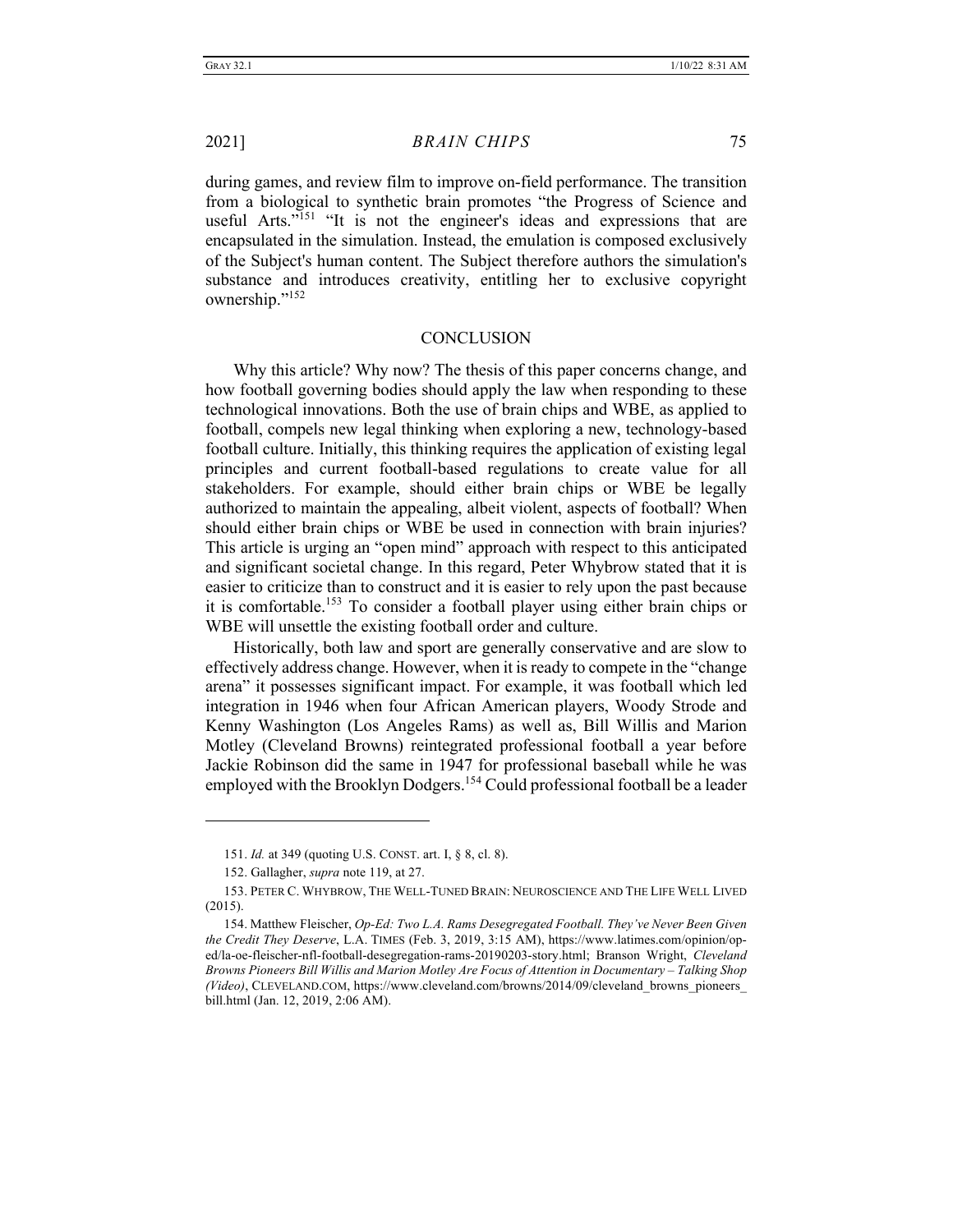during games, and review film to improve on-field performance. The transition from a biological to synthetic brain promotes "the Progress of Science and useful Arts."[151] "It is not the engineer's ideas and expressions that are encapsulated in the simulation. Instead, the emulation is composed exclusively of the Subject's human content. The Subject therefore authors the simulation's substance and introduces creativity, entitling her to exclusive copyright ownership."[152]

## CONCLUSION

Why this article? Why now? The thesis of this paper concerns change, and how football governing bodies should apply the law when responding to these technological innovations. Both the use of brain chips and WBE, as applied to football, compels new legal thinking when exploring a new, technology-based football culture. Initially, this thinking requires the application of existing legal principles and current football-based regulations to create value for all stakeholders. For example, should either brain chips or WBE be legally authorized to maintain the appealing, albeit violent, aspects of football? When should either brain chips or WBE be used in connection with brain injuries? This article is urging an "open mind" approach with respect to this anticipated and significant societal change. In this regard, Peter Whybrow stated that it is easier to criticize than to construct and it is easier to rely upon the past because it is comfortable.[153] To consider a football player using either brain chips or WBE will unsettle the existing football order and culture.

Historically, both law and sport are generally conservative and are slow to effectively address change. However, when it is ready to compete in the "change arena" it possesses significant impact. For example, it was football which led integration in 1946 when four African American players, Woody Strode and Kenny Washington (Los Angeles Rams) as well as, Bill Willis and Marion Motley (Cleveland Browns) reintegrated professional football a year before Jackie Robinson did the same in 1947 for professional baseball while he was employed with the Brooklyn Dodgers.[154] Could professional football be a leader

---

151. *Id.* at 349 (quoting U.S. CONST. art. I, § 8, cl. 8).

152. Gallagher, *supra* note 119, at 27.

153. PETER C. WHYBROW, THE WELL-TUNED BRAIN: NEUROSCIENCE AND THE LIFE WELL LIVED (2015).

154. Matthew Fleischer, *Op-Ed: Two L.A. Rams Desegregated Football. They've Never Been Given the Credit They Deserve*, L.A. TIMES (Feb. 3, 2019, 3:15 AM), https://www.latimes.com/opinion/op-ed/la-oe-fleischer-nfl-football-desegregation-rams-20190203-story.html; Branson Wright, *Cleveland Browns Pioneers Bill Willis and Marion Motley Are Focus of Attention in Documentary – Talking Shop (Video)*, CLEVELAND.COM, https://www.cleveland.com/browns/2014/09/cleveland_browns_pioneers_bill.html (Jan. 12, 2019, 2:06 AM).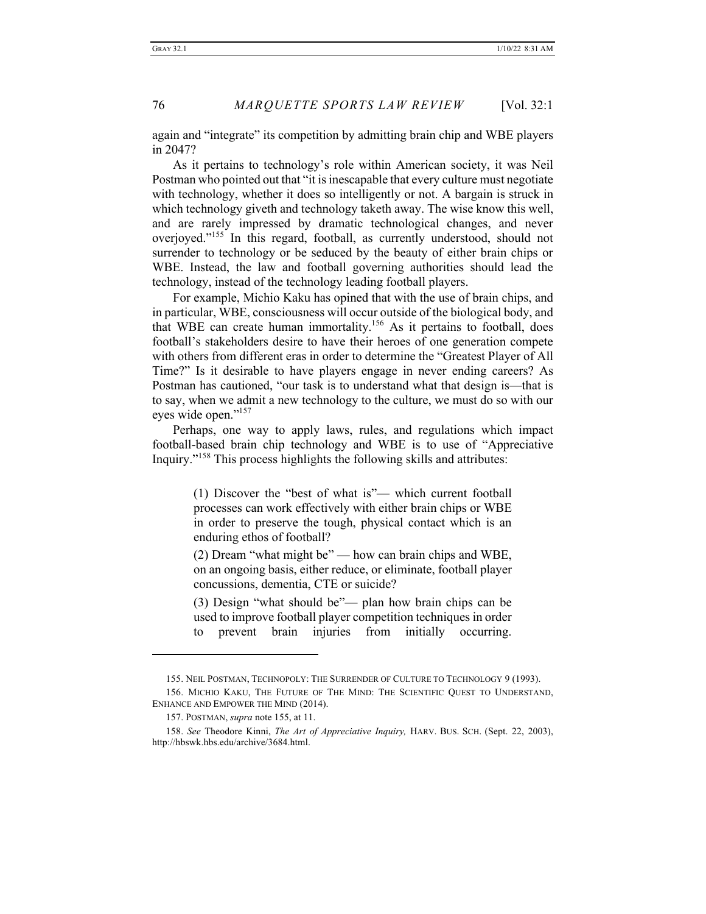again and "integrate" its competition by admitting brain chip and WBE players in 2047?

As it pertains to technology's role within American society, it was Neil Postman who pointed out that "it is inescapable that every culture must negotiate with technology, whether it does so intelligently or not. A bargain is struck in which technology giveth and technology taketh away. The wise know this well, and are rarely impressed by dramatic technological changes, and never overjoyed."[155] In this regard, football, as currently understood, should not surrender to technology or be seduced by the beauty of either brain chips or WBE. Instead, the law and football governing authorities should lead the technology, instead of the technology leading football players.

For example, Michio Kaku has opined that with the use of brain chips, and in particular, WBE, consciousness will occur outside of the biological body, and that WBE can create human immortality.[156] As it pertains to football, does football's stakeholders desire to have their heroes of one generation compete with others from different eras in order to determine the "Greatest Player of All Time?" Is it desirable to have players engage in never ending careers? As Postman has cautioned, "our task is to understand what that design is—that is to say, when we admit a new technology to the culture, we must do so with our eyes wide open."[157]

Perhaps, one way to apply laws, rules, and regulations which impact football-based brain chip technology and WBE is to use of "Appreciative Inquiry."[158] This process highlights the following skills and attributes:

> (1) Discover the "best of what is"— which current football processes can work effectively with either brain chips or WBE in order to preserve the tough, physical contact which is an enduring ethos of football?
>
> (2) Dream "what might be" — how can brain chips and WBE, on an ongoing basis, either reduce, or eliminate, football player concussions, dementia, CTE or suicide?
>
> (3) Design "what should be"— plan how brain chips can be used to improve football player competition techniques in order to prevent brain injuries from initially occurring.

---

155. NEIL POSTMAN, TECHNOPOLY: THE SURRENDER OF CULTURE TO TECHNOLOGY 9 (1993).

156. MICHIO KAKU, THE FUTURE OF THE MIND: THE SCIENTIFIC QUEST TO UNDERSTAND, ENHANCE AND EMPOWER THE MIND (2014).

157. POSTMAN, *supra* note 155, at 11.

158. *See* Theodore Kinni, *The Art of Appreciative Inquiry,* HARV. BUS. SCH. (Sept. 22, 2003), http://hbswk.hbs.edu/archive/3684.html.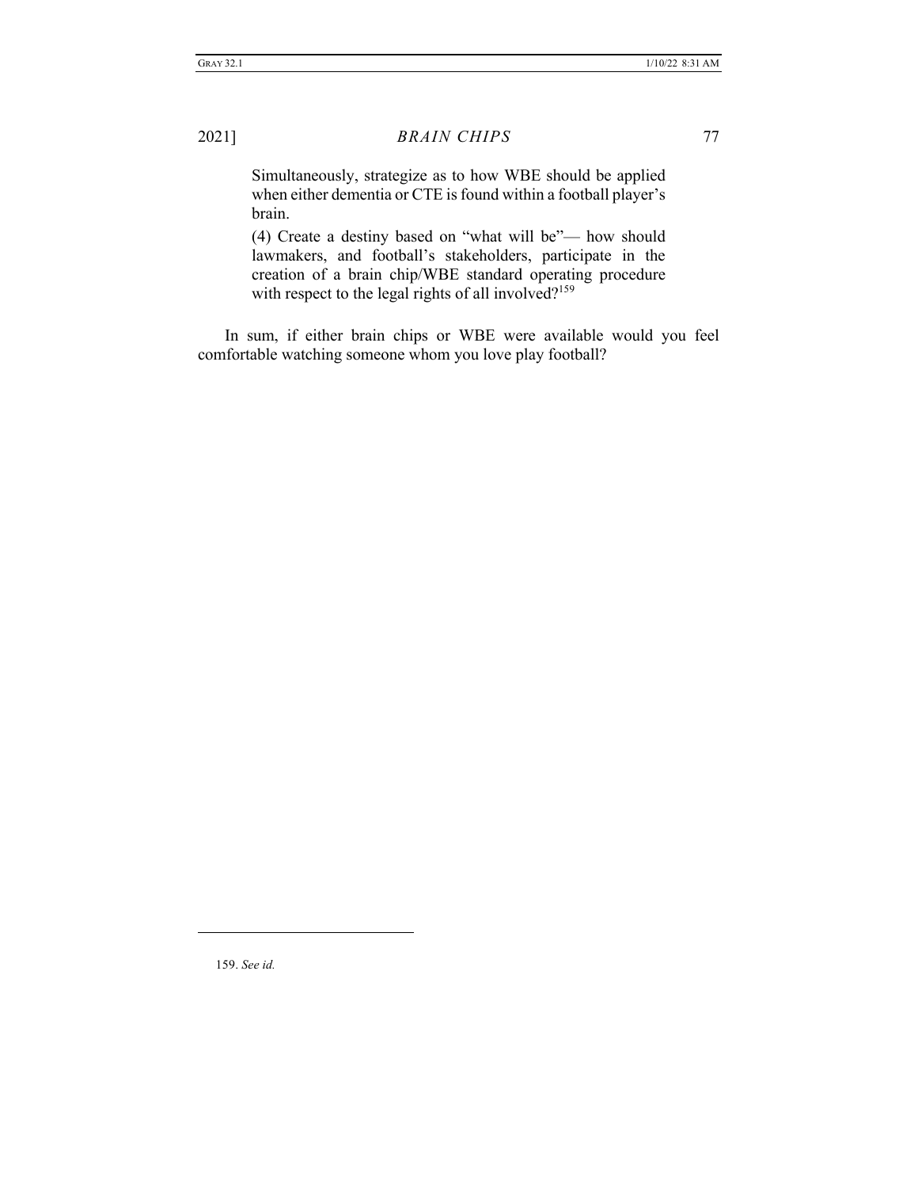> Simultaneously, strategize as to how WBE should be applied when either dementia or CTE is found within a football player's brain.
>
> (4) Create a destiny based on "what will be"— how should lawmakers, and football's stakeholders, participate in the creation of a brain chip/WBE standard operating procedure with respect to the legal rights of all involved?[159]

In sum, if either brain chips or WBE were available would you feel comfortable watching someone whom you love play football?

---

159. *See id.*